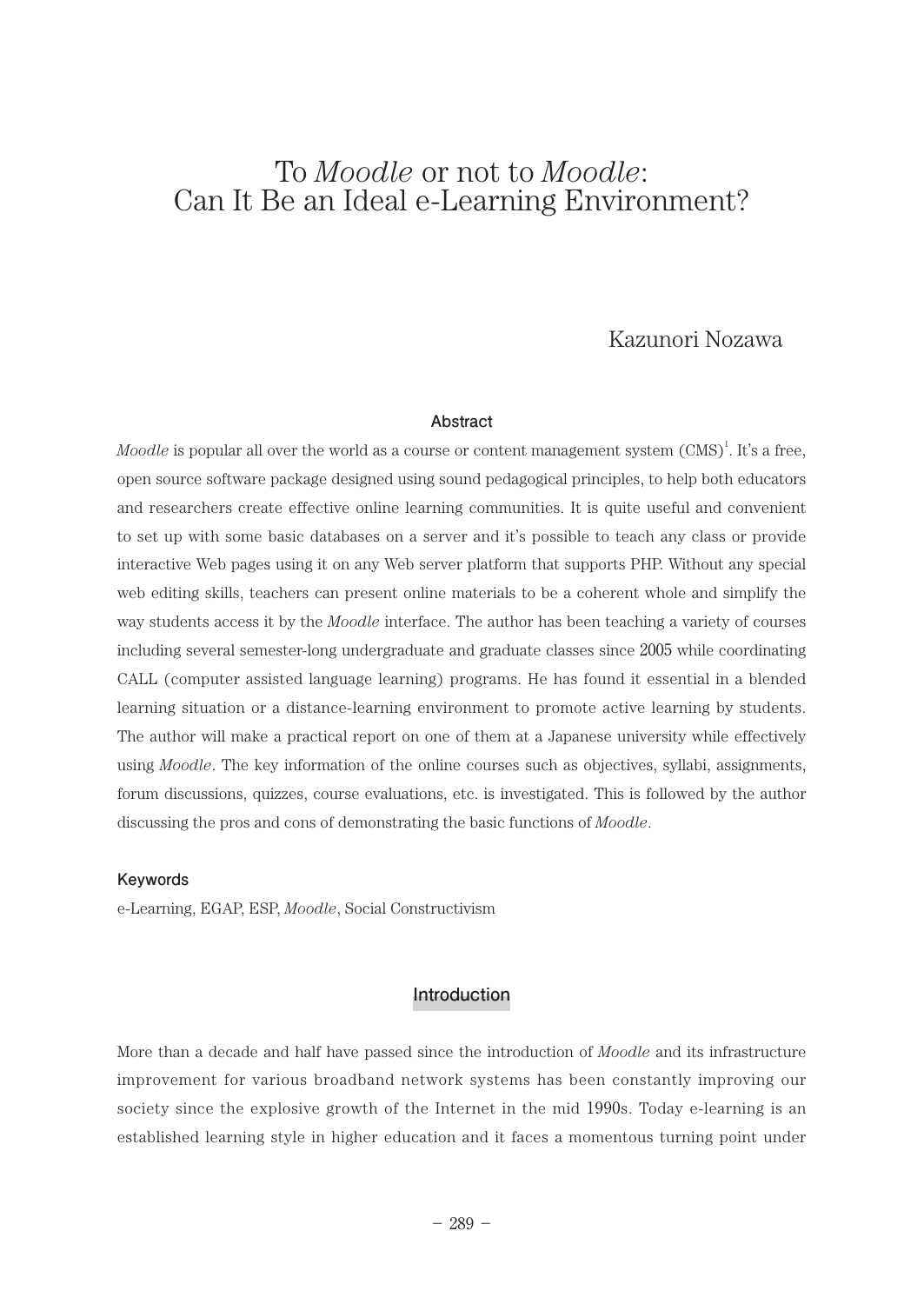# To *Moodle* or not to *Moodle*: Can It Be an Ideal e-Learning Environment?

Kazunori Nozawa

## Abstract

*Moodle* is popular all over the world as a course or content management system (CMS)[1]. It's a free, open source software package designed using sound pedagogical principles, to help both educators and researchers create effective online learning communities. It is quite useful and convenient to set up with some basic databases on a server and it's possible to teach any class or provide interactive Web pages using it on any Web server platform that supports PHP. Without any special web editing skills, teachers can present online materials to be a coherent whole and simplify the way students access it by the *Moodle* interface. The author has been teaching a variety of courses including several semester-long undergraduate and graduate classes since 2005 while coordinating CALL (computer assisted language learning) programs. He has found it essential in a blended learning situation or a distance-learning environment to promote active learning by students. The author will make a practical report on one of them at a Japanese university while effectively using *Moodle*. The key information of the online courses such as objectives, syllabi, assignments, forum discussions, quizzes, course evaluations, etc. is investigated. This is followed by the author discussing the pros and cons of demonstrating the basic functions of *Moodle*.

### Keywords

e-Learning, EGAP, ESP, *Moodle*, Social Constructivism

## Introduction

More than a decade and half have passed since the introduction of *Moodle* and its infrastructure improvement for various broadband network systems has been constantly improving our society since the explosive growth of the Internet in the mid 1990s. Today e-learning is an established learning style in higher education and it faces a momentous turning point under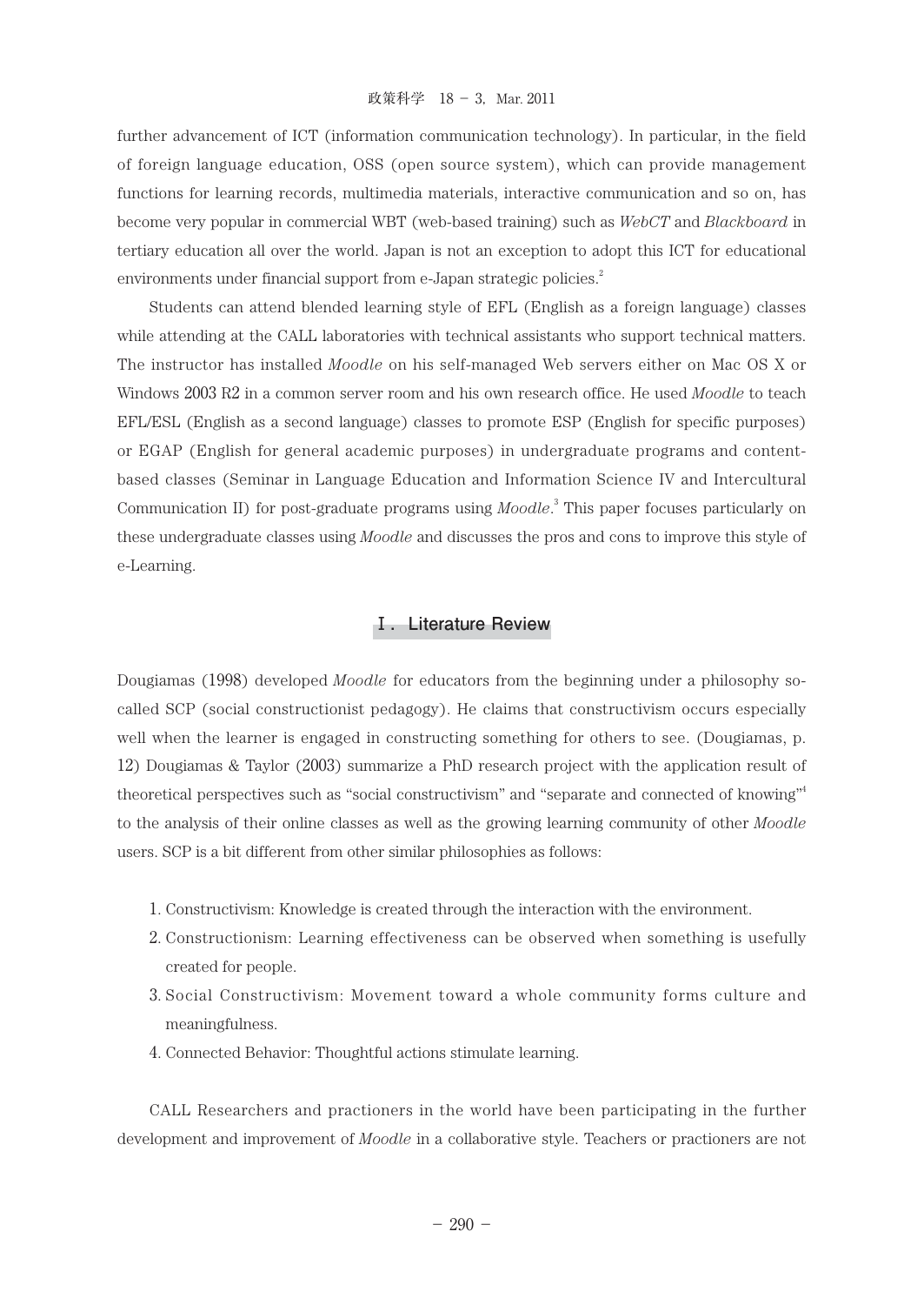further advancement of ICT (information communication technology). In particular, in the field of foreign language education, OSS (open source system), which can provide management functions for learning records, multimedia materials, interactive communication and so on, has become very popular in commercial WBT (web-based training) such as *WebCT* and *Blackboard* in tertiary education all over the world. Japan is not an exception to adopt this ICT for educational environments under financial support from e-Japan strategic policies.[2]

Students can attend blended learning style of EFL (English as a foreign language) classes while attending at the CALL laboratories with technical assistants who support technical matters. The instructor has installed *Moodle* on his self-managed Web servers either on Mac OS X or Windows 2003 R2 in a common server room and his own research office. He used *Moodle* to teach EFL/ESL (English as a second language) classes to promote ESP (English for specific purposes) or EGAP (English for general academic purposes) in undergraduate programs and content-based classes (Seminar in Language Education and Information Science IV and Intercultural Communication II) for post-graduate programs using *Moodle*.[3] This paper focuses particularly on these undergraduate classes using *Moodle* and discusses the pros and cons to improve this style of e-Learning.

## Ⅰ. Literature Review

Dougiamas (1998) developed *Moodle* for educators from the beginning under a philosophy so-called SCP (social constructionist pedagogy). He claims that constructivism occurs especially well when the learner is engaged in constructing something for others to see. (Dougiamas, p. 12) Dougiamas & Taylor (2003) summarize a PhD research project with the application result of theoretical perspectives such as "social constructivism" and "separate and connected of knowing"[4] to the analysis of their online classes as well as the growing learning community of other *Moodle* users. SCP is a bit different from other similar philosophies as follows:

1. Constructivism: Knowledge is created through the interaction with the environment.
2. Constructionism: Learning effectiveness can be observed when something is usefully created for people.
3. Social Constructivism: Movement toward a whole community forms culture and meaningfulness.
4. Connected Behavior: Thoughtful actions stimulate learning.

CALL Researchers and practioners in the world have been participating in the further development and improvement of *Moodle* in a collaborative style. Teachers or practioners are not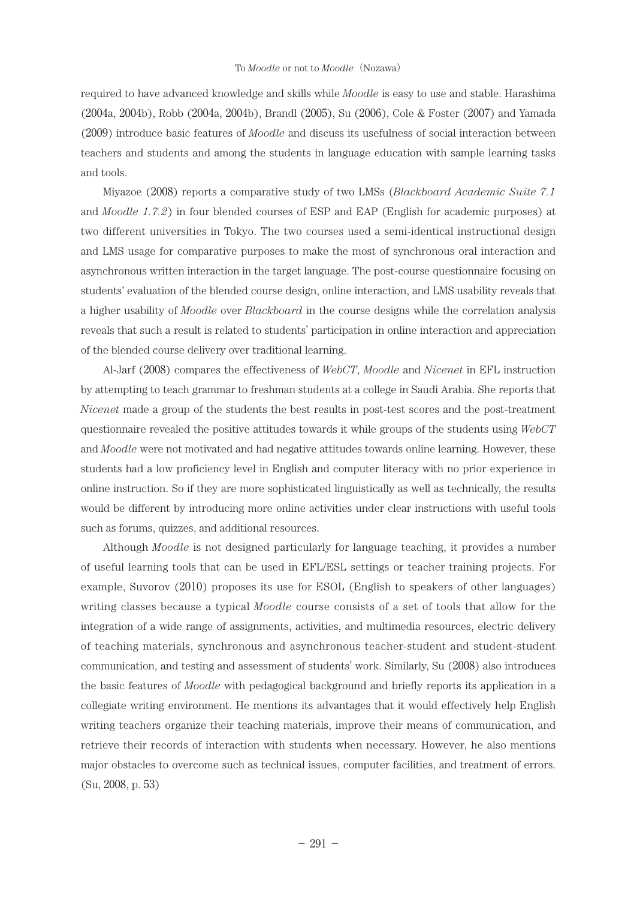required to have advanced knowledge and skills while *Moodle* is easy to use and stable. Harashima (2004a, 2004b), Robb (2004a, 2004b), Brandl (2005), Su (2006), Cole & Foster (2007) and Yamada (2009) introduce basic features of *Moodle* and discuss its usefulness of social interaction between teachers and students and among the students in language education with sample learning tasks and tools.

Miyazoe (2008) reports a comparative study of two LMSs (*Blackboard Academic Suite 7.1* and *Moodle 1.7.2*) in four blended courses of ESP and EAP (English for academic purposes) at two different universities in Tokyo. The two courses used a semi-identical instructional design and LMS usage for comparative purposes to make the most of synchronous oral interaction and asynchronous written interaction in the target language. The post-course questionnaire focusing on students' evaluation of the blended course design, online interaction, and LMS usability reveals that a higher usability of *Moodle* over *Blackboard* in the course designs while the correlation analysis reveals that such a result is related to students' participation in online interaction and appreciation of the blended course delivery over traditional learning.

Al-Jarf (2008) compares the effectiveness of *WebCT*, *Moodle* and *Nicenet* in EFL instruction by attempting to teach grammar to freshman students at a college in Saudi Arabia. She reports that *Nicenet* made a group of the students the best results in post-test scores and the post-treatment questionnaire revealed the positive attitudes towards it while groups of the students using *WebCT* and *Moodle* were not motivated and had negative attitudes towards online learning. However, these students had a low proficiency level in English and computer literacy with no prior experience in online instruction. So if they are more sophisticated linguistically as well as technically, the results would be different by introducing more online activities under clear instructions with useful tools such as forums, quizzes, and additional resources.

Although *Moodle* is not designed particularly for language teaching, it provides a number of useful learning tools that can be used in EFL/ESL settings or teacher training projects. For example, Suvorov (2010) proposes its use for ESOL (English to speakers of other languages) writing classes because a typical *Moodle* course consists of a set of tools that allow for the integration of a wide range of assignments, activities, and multimedia resources, electric delivery of teaching materials, synchronous and asynchronous teacher-student and student-student communication, and testing and assessment of students' work. Similarly, Su (2008) also introduces the basic features of *Moodle* with pedagogical background and briefly reports its application in a collegiate writing environment. He mentions its advantages that it would effectively help English writing teachers organize their teaching materials, improve their means of communication, and retrieve their records of interaction with students when necessary. However, he also mentions major obstacles to overcome such as technical issues, computer facilities, and treatment of errors. (Su, 2008, p. 53)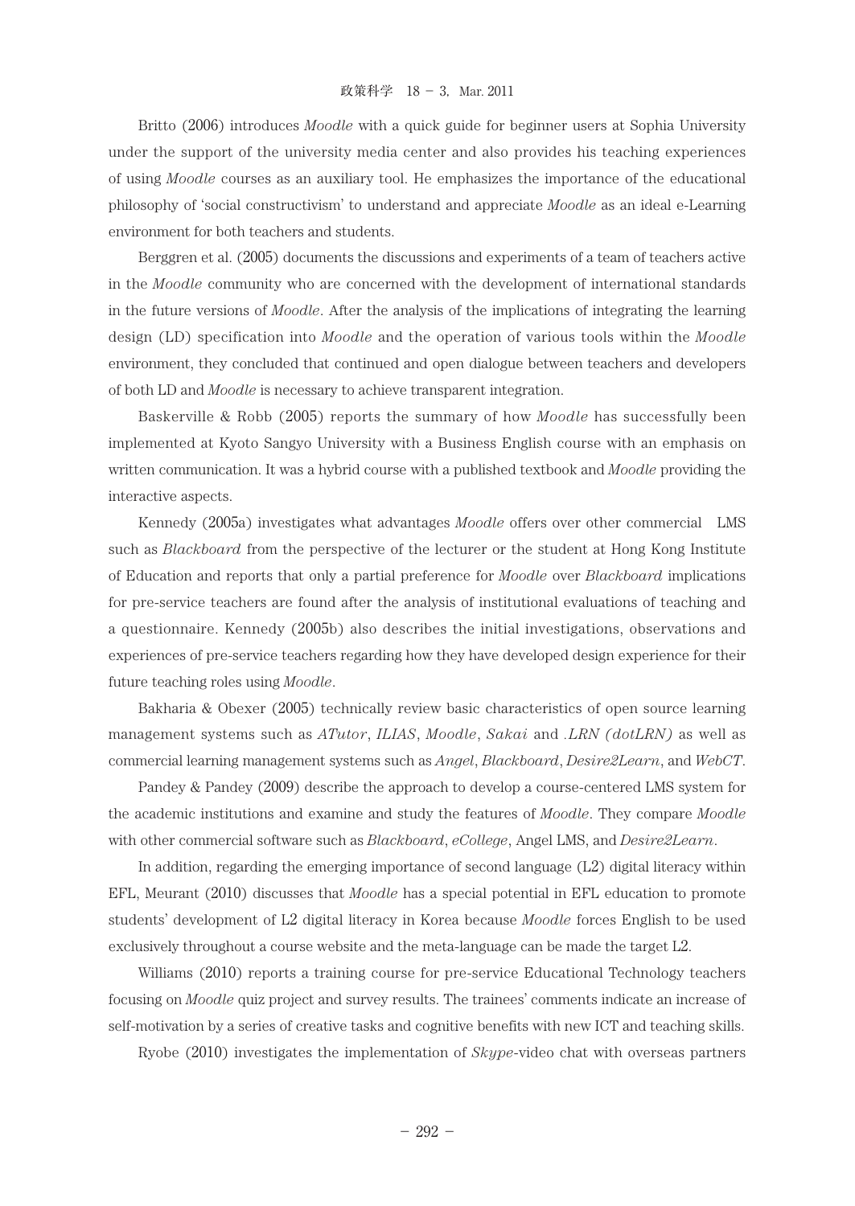Britto (2006) introduces *Moodle* with a quick guide for beginner users at Sophia University under the support of the university media center and also provides his teaching experiences of using *Moodle* courses as an auxiliary tool. He emphasizes the importance of the educational philosophy of 'social constructivism' to understand and appreciate *Moodle* as an ideal e-Learning environment for both teachers and students.

Berggren et al. (2005) documents the discussions and experiments of a team of teachers active in the *Moodle* community who are concerned with the development of international standards in the future versions of *Moodle*. After the analysis of the implications of integrating the learning design (LD) specification into *Moodle* and the operation of various tools within the *Moodle* environment, they concluded that continued and open dialogue between teachers and developers of both LD and *Moodle* is necessary to achieve transparent integration.

Baskerville & Robb (2005) reports the summary of how *Moodle* has successfully been implemented at Kyoto Sangyo University with a Business English course with an emphasis on written communication. It was a hybrid course with a published textbook and *Moodle* providing the interactive aspects.

Kennedy (2005a) investigates what advantages *Moodle* offers over other commercial LMS such as *Blackboard* from the perspective of the lecturer or the student at Hong Kong Institute of Education and reports that only a partial preference for *Moodle* over *Blackboard* implications for pre-service teachers are found after the analysis of institutional evaluations of teaching and a questionnaire. Kennedy (2005b) also describes the initial investigations, observations and experiences of pre-service teachers regarding how they have developed design experience for their future teaching roles using *Moodle*.

Bakharia & Obexer (2005) technically review basic characteristics of open source learning management systems such as *ATutor*, *ILIAS*, *Moodle*, *Sakai* and *.LRN (dotLRN)* as well as commercial learning management systems such as *Angel*, *Blackboard*, *Desire2Learn*, and *WebCT*.

Pandey & Pandey (2009) describe the approach to develop a course-centered LMS system for the academic institutions and examine and study the features of *Moodle*. They compare *Moodle* with other commercial software such as *Blackboard*, *eCollege*, Angel LMS, and *Desire2Learn*.

In addition, regarding the emerging importance of second language (L2) digital literacy within EFL, Meurant (2010) discusses that *Moodle* has a special potential in EFL education to promote students' development of L2 digital literacy in Korea because *Moodle* forces English to be used exclusively throughout a course website and the meta-language can be made the target L2.

Williams (2010) reports a training course for pre-service Educational Technology teachers focusing on *Moodle* quiz project and survey results. The trainees' comments indicate an increase of self-motivation by a series of creative tasks and cognitive benefits with new ICT and teaching skills.

Ryobe (2010) investigates the implementation of *Skype*-video chat with overseas partners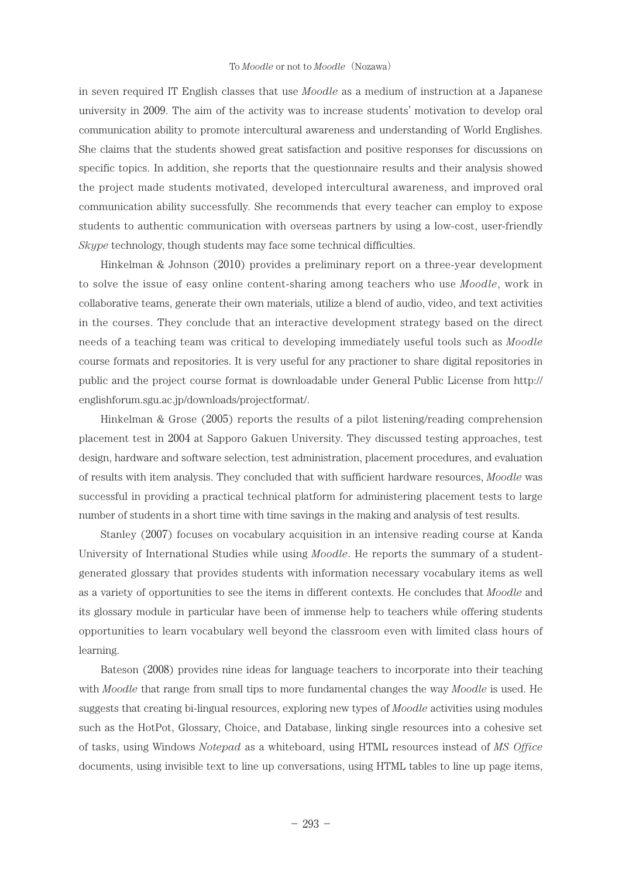in seven required IT English classes that use *Moodle* as a medium of instruction at a Japanese university in 2009. The aim of the activity was to increase students' motivation to develop oral communication ability to promote intercultural awareness and understanding of World Englishes. She claims that the students showed great satisfaction and positive responses for discussions on specific topics. In addition, she reports that the questionnaire results and their analysis showed the project made students motivated, developed intercultural awareness, and improved oral communication ability successfully. She recommends that every teacher can employ to expose students to authentic communication with overseas partners by using a low-cost, user-friendly *Skype* technology, though students may face some technical difficulties.

Hinkelman & Johnson (2010) provides a preliminary report on a three-year development to solve the issue of easy online content-sharing among teachers who use *Moodle*, work in collaborative teams, generate their own materials, utilize a blend of audio, video, and text activities in the courses. They conclude that an interactive development strategy based on the direct needs of a teaching team was critical to developing immediately useful tools such as *Moodle* course formats and repositories. It is very useful for any practioner to share digital repositories in public and the project course format is downloadable under General Public License from http://englishforum.sgu.ac.jp/downloads/projectformat/.

Hinkelman & Grose (2005) reports the results of a pilot listening/reading comprehension placement test in 2004 at Sapporo Gakuen University. They discussed testing approaches, test design, hardware and software selection, test administration, placement procedures, and evaluation of results with item analysis. They concluded that with sufficient hardware resources, *Moodle* was successful in providing a practical technical platform for administering placement tests to large number of students in a short time with time savings in the making and analysis of test results.

Stanley (2007) focuses on vocabulary acquisition in an intensive reading course at Kanda University of International Studies while using *Moodle*. He reports the summary of a student-generated glossary that provides students with information necessary vocabulary items as well as a variety of opportunities to see the items in different contexts. He concludes that *Moodle* and its glossary module in particular have been of immense help to teachers while offering students opportunities to learn vocabulary well beyond the classroom even with limited class hours of learning.

Bateson (2008) provides nine ideas for language teachers to incorporate into their teaching with *Moodle* that range from small tips to more fundamental changes the way *Moodle* is used. He suggests that creating bi-lingual resources, exploring new types of *Moodle* activities using modules such as the HotPot, Glossary, Choice, and Database, linking single resources into a cohesive set of tasks, using Windows *Notepad* as a whiteboard, using HTML resources instead of *MS Office* documents, using invisible text to line up conversations, using HTML tables to line up page items,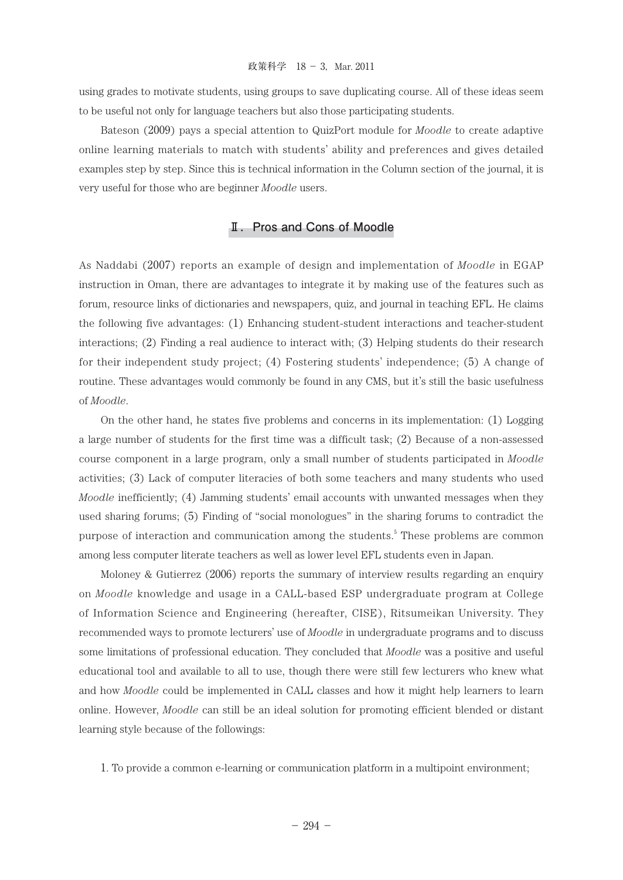using grades to motivate students, using groups to save duplicating course. All of these ideas seem to be useful not only for language teachers but also those participating students.

Bateson (2009) pays a special attention to QuizPort module for *Moodle* to create adaptive online learning materials to match with students' ability and preferences and gives detailed examples step by step. Since this is technical information in the Column section of the journal, it is very useful for those who are beginner *Moodle* users.

## Ⅱ. Pros and Cons of Moodle

As Naddabi (2007) reports an example of design and implementation of *Moodle* in EGAP instruction in Oman, there are advantages to integrate it by making use of the features such as forum, resource links of dictionaries and newspapers, quiz, and journal in teaching EFL. He claims the following five advantages: (1) Enhancing student-student interactions and teacher-student interactions; (2) Finding a real audience to interact with; (3) Helping students do their research for their independent study project; (4) Fostering students' independence; (5) A change of routine. These advantages would commonly be found in any CMS, but it's still the basic usefulness of *Moodle*.

On the other hand, he states five problems and concerns in its implementation: (1) Logging a large number of students for the first time was a difficult task; (2) Because of a non-assessed course component in a large program, only a small number of students participated in *Moodle* activities; (3) Lack of computer literacies of both some teachers and many students who used *Moodle* inefficiently; (4) Jamming students' email accounts with unwanted messages when they used sharing forums; (5) Finding of "social monologues" in the sharing forums to contradict the purpose of interaction and communication among the students.[5] These problems are common among less computer literate teachers as well as lower level EFL students even in Japan.

Moloney & Gutierrez (2006) reports the summary of interview results regarding an enquiry on *Moodle* knowledge and usage in a CALL-based ESP undergraduate program at College of Information Science and Engineering (hereafter, CISE), Ritsumeikan University. They recommended ways to promote lecturers' use of *Moodle* in undergraduate programs and to discuss some limitations of professional education. They concluded that *Moodle* was a positive and useful educational tool and available to all to use, though there were still few lecturers who knew what and how *Moodle* could be implemented in CALL classes and how it might help learners to learn online. However, *Moodle* can still be an ideal solution for promoting efficient blended or distant learning style because of the followings:

1. To provide a common e-learning or communication platform in a multipoint environment;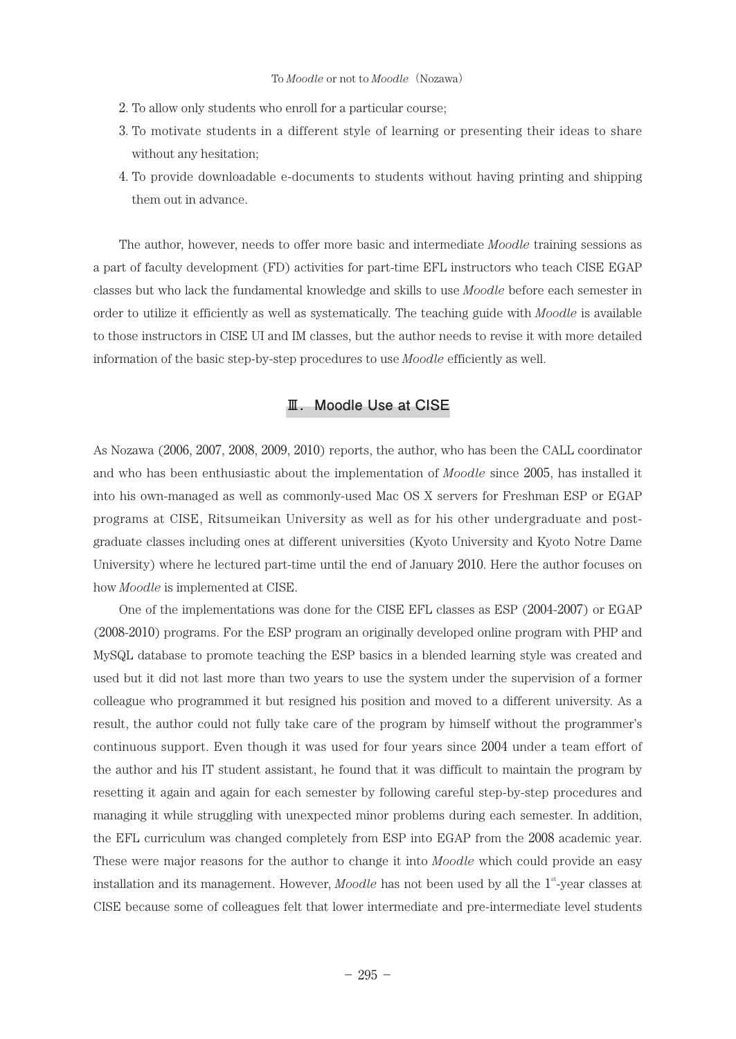2. To allow only students who enroll for a particular course;
3. To motivate students in a different style of learning or presenting their ideas to share without any hesitation;
4. To provide downloadable e-documents to students without having printing and shipping them out in advance.

The author, however, needs to offer more basic and intermediate *Moodle* training sessions as a part of faculty development (FD) activities for part-time EFL instructors who teach CISE EGAP classes but who lack the fundamental knowledge and skills to use *Moodle* before each semester in order to utilize it efficiently as well as systematically. The teaching guide with *Moodle* is available to those instructors in CISE UI and IM classes, but the author needs to revise it with more detailed information of the basic step-by-step procedures to use *Moodle* efficiently as well.

## Ⅲ. Moodle Use at CISE

As Nozawa (2006, 2007, 2008, 2009, 2010) reports, the author, who has been the CALL coordinator and who has been enthusiastic about the implementation of *Moodle* since 2005, has installed it into his own-managed as well as commonly-used Mac OS X servers for Freshman ESP or EGAP programs at CISE, Ritsumeikan University as well as for his other undergraduate and post-graduate classes including ones at different universities (Kyoto University and Kyoto Notre Dame University) where he lectured part-time until the end of January 2010. Here the author focuses on how *Moodle* is implemented at CISE.

One of the implementations was done for the CISE EFL classes as ESP (2004-2007) or EGAP (2008-2010) programs. For the ESP program an originally developed online program with PHP and MySQL database to promote teaching the ESP basics in a blended learning style was created and used but it did not last more than two years to use the system under the supervision of a former colleague who programmed it but resigned his position and moved to a different university. As a result, the author could not fully take care of the program by himself without the programmer's continuous support. Even though it was used for four years since 2004 under a team effort of the author and his IT student assistant, he found that it was difficult to maintain the program by resetting it again and again for each semester by following careful step-by-step procedures and managing it while struggling with unexpected minor problems during each semester. In addition, the EFL curriculum was changed completely from ESP into EGAP from the 2008 academic year. These were major reasons for the author to change it into *Moodle* which could provide an easy installation and its management. However, *Moodle* has not been used by all the 1st-year classes at CISE because some of colleagues felt that lower intermediate and pre-intermediate level students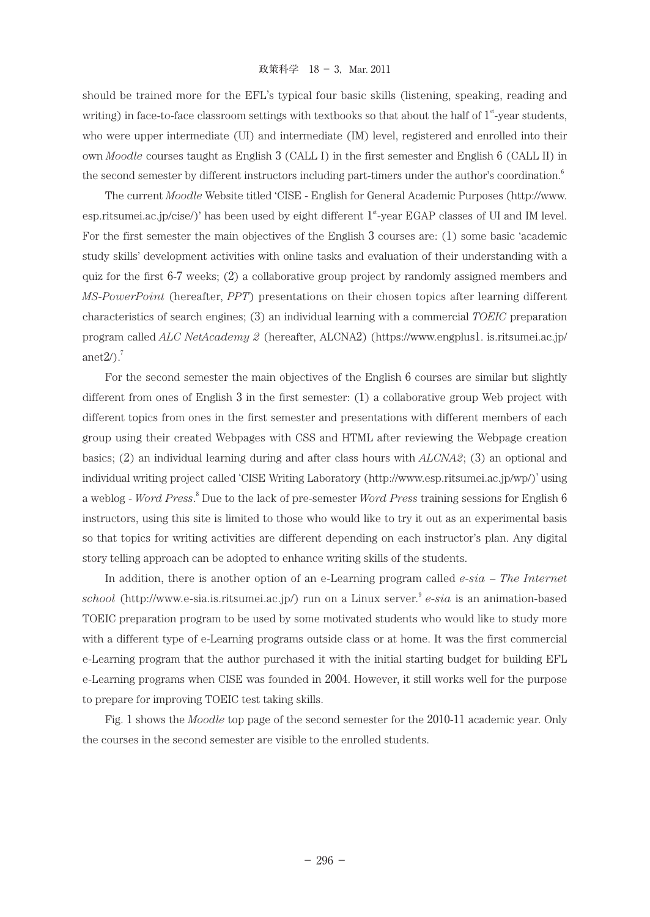should be trained more for the EFL's typical four basic skills (listening, speaking, reading and writing) in face-to-face classroom settings with textbooks so that about the half of 1st-year students, who were upper intermediate (UI) and intermediate (IM) level, registered and enrolled into their own *Moodle* courses taught as English 3 (CALL I) in the first semester and English 6 (CALL II) in the second semester by different instructors including part-timers under the author's coordination.[6]

The current *Moodle* Website titled 'CISE - English for General Academic Purposes (http://www.esp.ritsumei.ac.jp/cise/)' has been used by eight different 1st-year EGAP classes of UI and IM level. For the first semester the main objectives of the English 3 courses are: (1) some basic 'academic study skills' development activities with online tasks and evaluation of their understanding with a quiz for the first 6-7 weeks; (2) a collaborative group project by randomly assigned members and *MS-PowerPoint* (hereafter, *PPT*) presentations on their chosen topics after learning different characteristics of search engines; (3) an individual learning with a commercial *TOEIC* preparation program called *ALC NetAcademy 2* (hereafter, ALCNA2) (https://www.engplus1. is.ritsumei.ac.jp/anet2/).[7]

For the second semester the main objectives of the English 6 courses are similar but slightly different from ones of English 3 in the first semester: (1) a collaborative group Web project with different topics from ones in the first semester and presentations with different members of each group using their created Webpages with CSS and HTML after reviewing the Webpage creation basics; (2) an individual learning during and after class hours with *ALCNA2*; (3) an optional and individual writing project called 'CISE Writing Laboratory (http://www.esp.ritsumei.ac.jp/wp/)' using a weblog - *Word Press*.[8] Due to the lack of pre-semester *Word Press* training sessions for English 6 instructors, using this site is limited to those who would like to try it out as an experimental basis so that topics for writing activities are different depending on each instructor's plan. Any digital story telling approach can be adopted to enhance writing skills of the students.

In addition, there is another option of an e-Learning program called *e-sia – The Internet school* (http://www.e-sia.is.ritsumei.ac.jp/) run on a Linux server.[9] *e-sia* is an animation-based TOEIC preparation program to be used by some motivated students who would like to study more with a different type of e-Learning programs outside class or at home. It was the first commercial e-Learning program that the author purchased it with the initial starting budget for building EFL e-Learning programs when CISE was founded in 2004. However, it still works well for the purpose to prepare for improving TOEIC test taking skills.

Fig. 1 shows the *Moodle* top page of the second semester for the 2010-11 academic year. Only the courses in the second semester are visible to the enrolled students.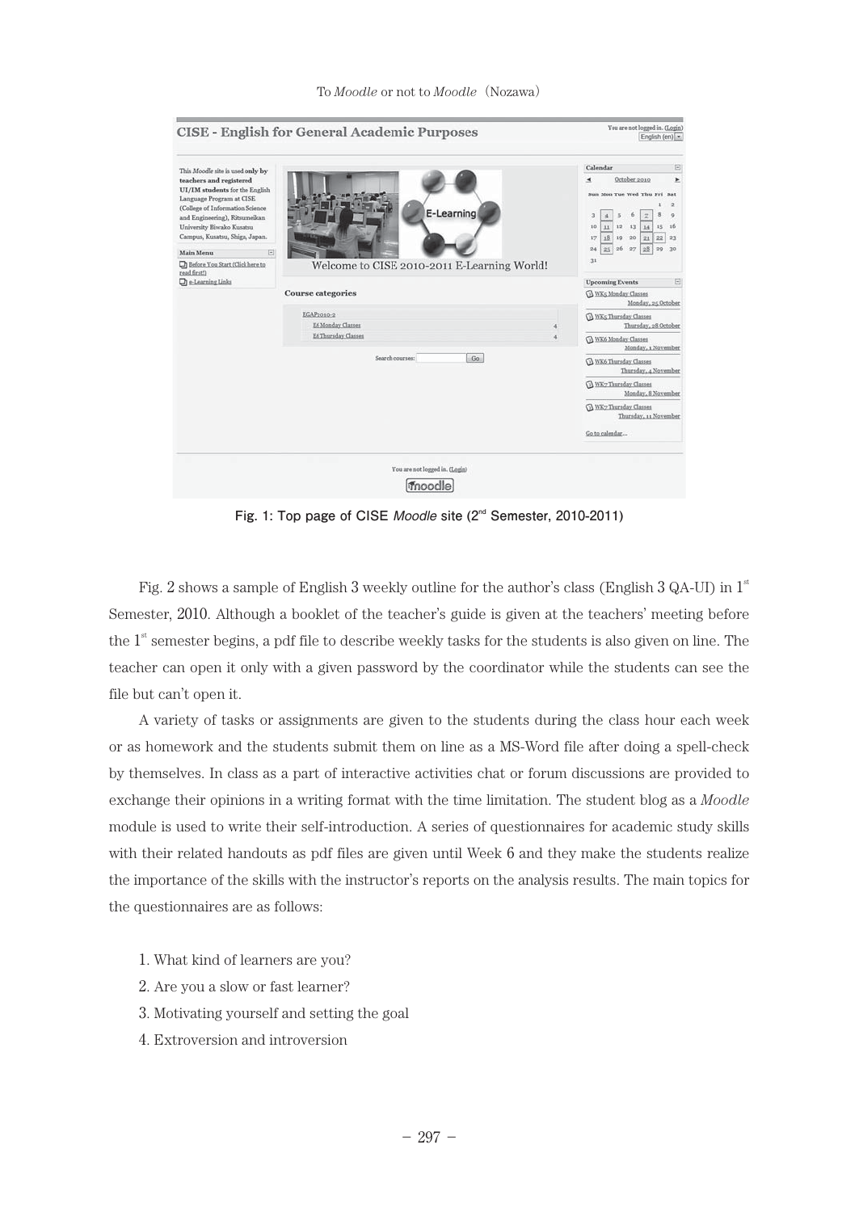Fig. 1: Top page of CISE *Moodle* site (2nd Semester, 2010-2011)

Fig. 2 shows a sample of English 3 weekly outline for the author's class (English 3 QA-UI) in 1st Semester, 2010. Although a booklet of the teacher's guide is given at the teachers' meeting before the 1st semester begins, a pdf file to describe weekly tasks for the students is also given on line. The teacher can open it only with a given password by the coordinator while the students can see the file but can't open it.

A variety of tasks or assignments are given to the students during the class hour each week or as homework and the students submit them on line as a MS-Word file after doing a spell-check by themselves. In class as a part of interactive activities chat or forum discussions are provided to exchange their opinions in a writing format with the time limitation. The student blog as a *Moodle* module is used to write their self-introduction. A series of questionnaires for academic study skills with their related handouts as pdf files are given until Week 6 and they make the students realize the importance of the skills with the instructor's reports on the analysis results. The main topics for the questionnaires are as follows:

1. What kind of learners are you?
2. Are you a slow or fast learner?
3. Motivating yourself and setting the goal
4. Extroversion and introversion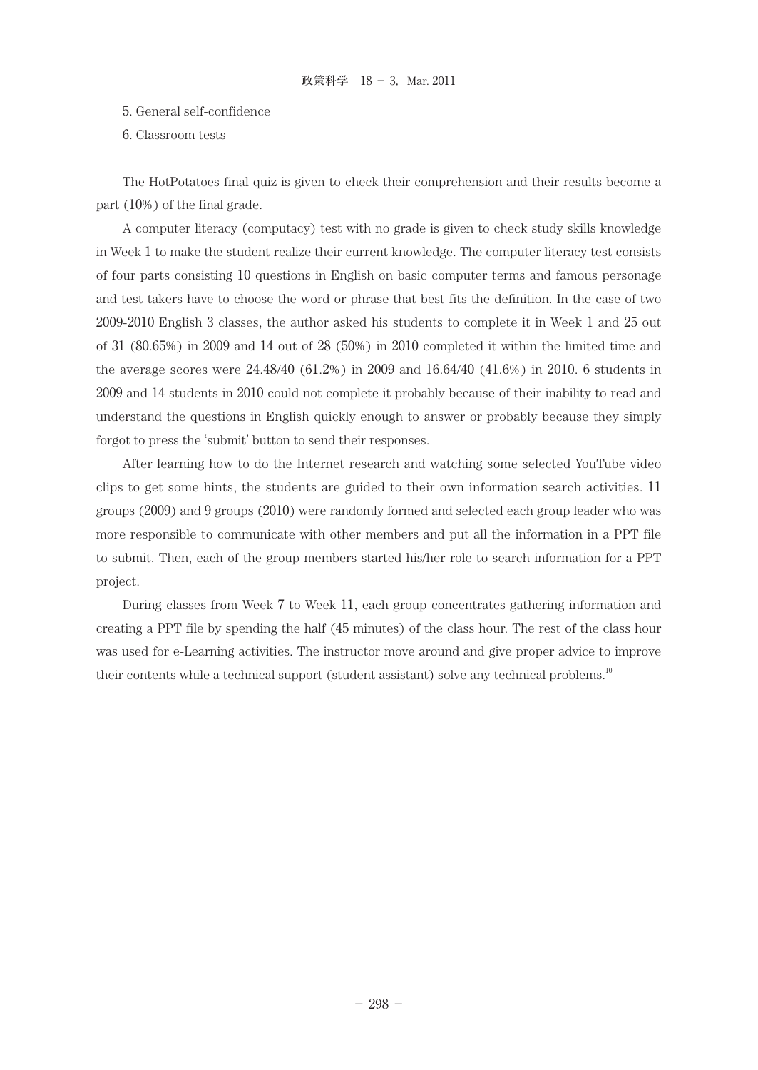5. General self-confidence

6. Classroom tests

The HotPotatoes final quiz is given to check their comprehension and their results become a part (10%) of the final grade.

A computer literacy (computacy) test with no grade is given to check study skills knowledge in Week 1 to make the student realize their current knowledge. The computer literacy test consists of four parts consisting 10 questions in English on basic computer terms and famous personage and test takers have to choose the word or phrase that best fits the definition. In the case of two 2009-2010 English 3 classes, the author asked his students to complete it in Week 1 and 25 out of 31 (80.65%) in 2009 and 14 out of 28 (50%) in 2010 completed it within the limited time and the average scores were 24.48/40 (61.2%) in 2009 and 16.64/40 (41.6%) in 2010. 6 students in 2009 and 14 students in 2010 could not complete it probably because of their inability to read and understand the questions in English quickly enough to answer or probably because they simply forgot to press the 'submit' button to send their responses.

After learning how to do the Internet research and watching some selected YouTube video clips to get some hints, the students are guided to their own information search activities. 11 groups (2009) and 9 groups (2010) were randomly formed and selected each group leader who was more responsible to communicate with other members and put all the information in a PPT file to submit. Then, each of the group members started his/her role to search information for a PPT project.

During classes from Week 7 to Week 11, each group concentrates gathering information and creating a PPT file by spending the half (45 minutes) of the class hour. The rest of the class hour was used for e-Learning activities. The instructor move around and give proper advice to improve their contents while a technical support (student assistant) solve any technical problems.[10]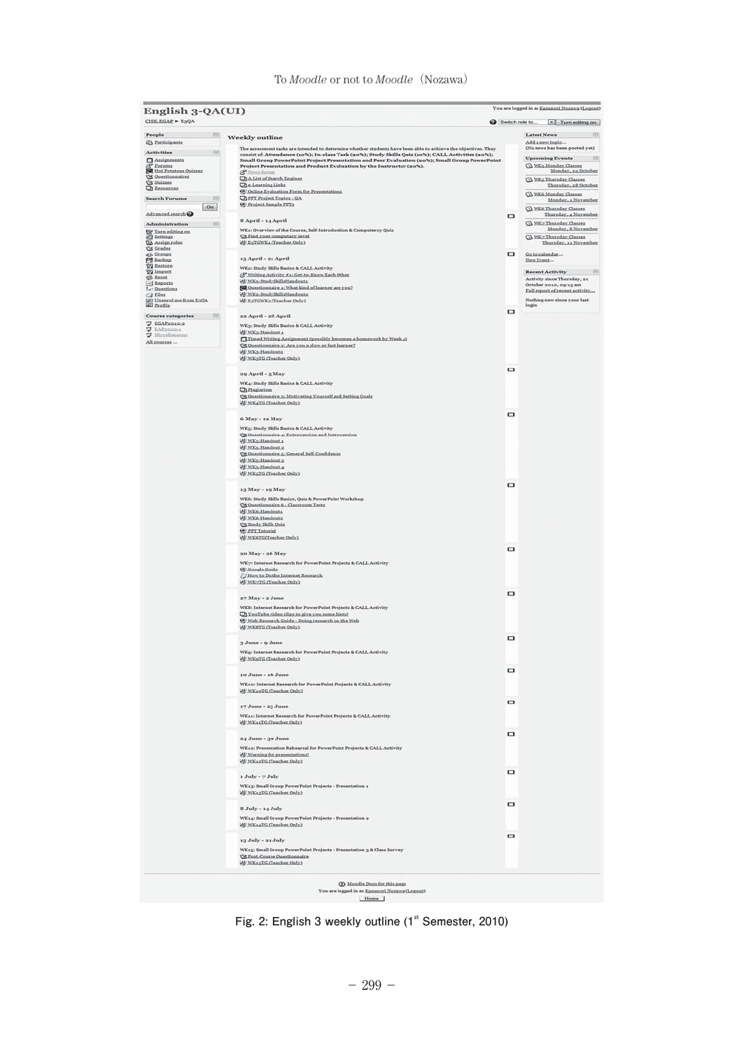Fig. 2: English 3 weekly outline (1st Semester, 2010)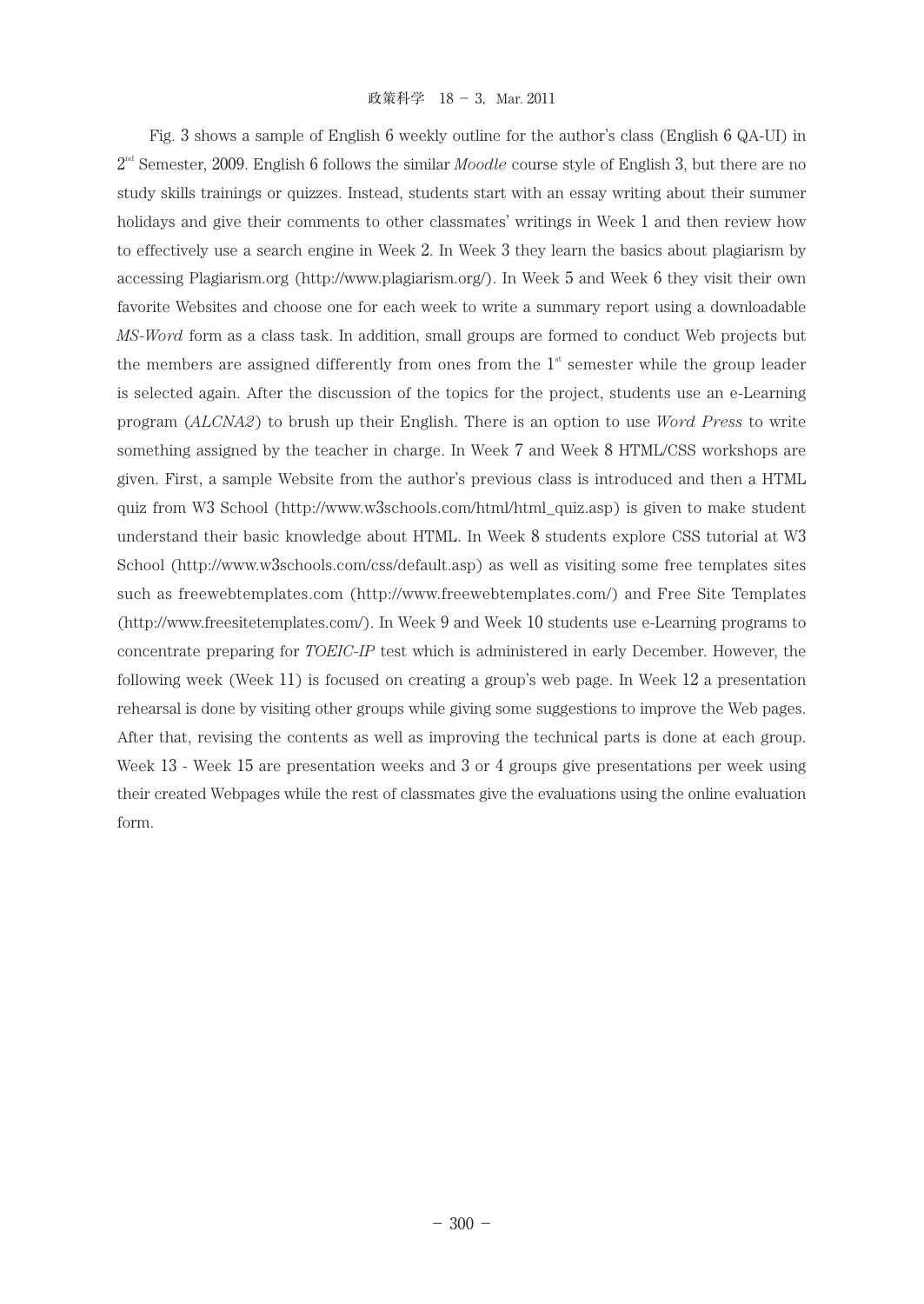Fig. 3 shows a sample of English 6 weekly outline for the author's class (English 6 QA-UI) in 2nd Semester, 2009. English 6 follows the similar *Moodle* course style of English 3, but there are no study skills trainings or quizzes. Instead, students start with an essay writing about their summer holidays and give their comments to other classmates' writings in Week 1 and then review how to effectively use a search engine in Week 2. In Week 3 they learn the basics about plagiarism by accessing Plagiarism.org (http://www.plagiarism.org/). In Week 5 and Week 6 they visit their own favorite Websites and choose one for each week to write a summary report using a downloadable *MS-Word* form as a class task. In addition, small groups are formed to conduct Web projects but the members are assigned differently from ones from the 1st semester while the group leader is selected again. After the discussion of the topics for the project, students use an e-Learning program (*ALCNA2*) to brush up their English. There is an option to use *Word Press* to write something assigned by the teacher in charge. In Week 7 and Week 8 HTML/CSS workshops are given. First, a sample Website from the author's previous class is introduced and then a HTML quiz from W3 School (http://www.w3schools.com/html/html_quiz.asp) is given to make student understand their basic knowledge about HTML. In Week 8 students explore CSS tutorial at W3 School (http://www.w3schools.com/css/default.asp) as well as visiting some free templates sites such as freewebtemplates.com (http://www.freewebtemplates.com/) and Free Site Templates (http://www.freesitetemplates.com/). In Week 9 and Week 10 students use e-Learning programs to concentrate preparing for *TOEIC-IP* test which is administered in early December. However, the following week (Week 11) is focused on creating a group's web page. In Week 12 a presentation rehearsal is done by visiting other groups while giving some suggestions to improve the Web pages. After that, revising the contents as well as improving the technical parts is done at each group. Week 13 - Week 15 are presentation weeks and 3 or 4 groups give presentations per week using their created Webpages while the rest of classmates give the evaluations using the online evaluation form.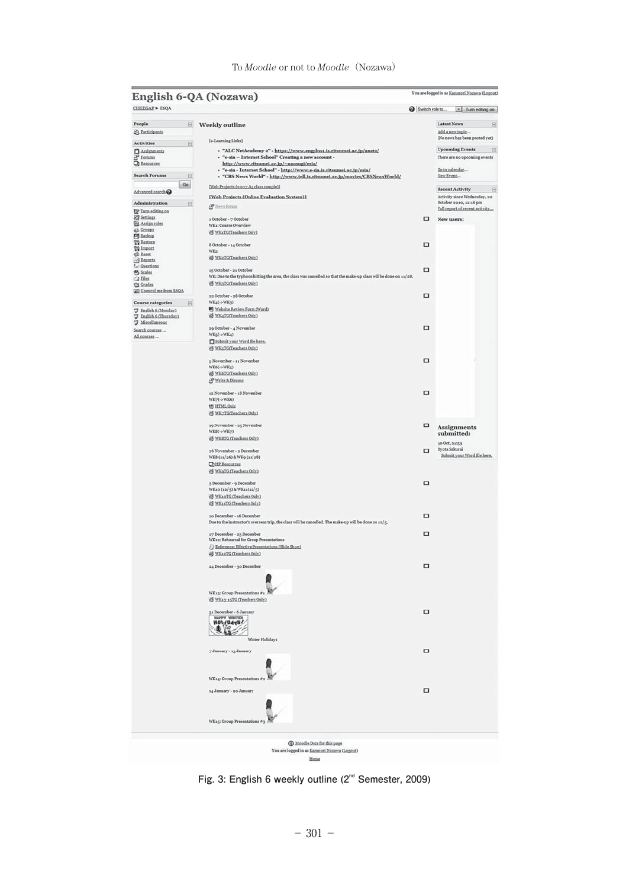# English 6-QA (Nozawa)

You are logged in as Kazunori Nozawa (Logout)

CISEEGAP ► E6QA

Switch role to... | Turn editing on

**People**

- Participants

**Activities**

- Assignments
- Forums
- Resources

**Search Forums**

Go

Advanced search

**Administration**

- Turn editing on
- Settings
- Assign roles
- Groups
- Backup
- Restore
- Import
- Reset
- Reports
- Questions
- Scales
- Files
- Grades
- Unenrol me from E6QA

**Course categories**

- English 6 (Monday)
- English 6 (Thursday)
- Miscellaneous

Search courses ...

All courses ...

## Weekly outline

[e-Learning Links]

- "ALC NetAcademy 2" - https://www.engplus1.is.ritsumei.ac.jp/anet2/
- "e-sia ~ Internet School" Creating a new account - http://www.ritsumei.ac.jp/~naosugi/esia/
- "e-sia - Internet School" - http://www.e-sia.is.ritsumei.ac.jp/esia/
- "CBS News World" - http://www.tell.is.ritsumei.ac.jp/movies/CBSNewsWorld/

[Web Projects (2007 A5 class sample)]

[Web Projects (Online Evaluation System)]

News forum

1 October - 7 October
WK1: Course Overview
WK1TG(Teachers Only)

8 October - 14 October
WK2
WK2TG(Teachers Only)

15 October - 21 October
WK: Due to the typhoon hitting the area, the class was cancelled so that the make-up class will be done on 11/28.
WK3TG(Teachers Only)

22 October - 28 October
WK4(->WK3)
Website Review Form (Word)
WK4TG(Teachers Only)

29 October - 4 November
WK5(->WK4)
Submit your Word file here.
WK5TG(Teachers Only)

5 November - 11 November
WK6(->WK5)
WK6TG(Teachers Only)
Write & Discuss

12 November - 18 November
WK7(->WK6)
HTML Quiz
WK7TG(Teachers Only)

19 November - 25 November
WK8(->WK7)
WK8TG (Teachers Only)

26 November - 2 December
WK8 (11/26) & WK9 (11/28)
HP Resources
WK9TG (Teachers Only)

3 December - 9 December
WK10 (12/3) & WK11(12/5)
WK10TG (Teachers Only)
WK11TG (Teachers Only)

10 December - 16 December
Due to the instructor's overseas trip, the class will be cancelled. The make-up will be done on 12/5.

17 December - 23 December
WK12: Rehearsal for Group Presentations
Reference: EffectivePresentations (Slide Show)
WK12TG (Teachers Only)

24 December - 30 December
WK13: Group Presentations #1
WK13-15TG (Teachers Only)

31 December - 6 January
HAPPY WINTER HOLIDAYS!
Winter Holidays

7 January - 13 January
WK14: Group Presentations #2

14 January - 20 January
WK15: Group Presentations #3

**Latest News**

Add a new topic...
(No news has been posted yet)

**Upcoming Events**

There are no upcoming events

Go to calendar...
New Event...

**Recent Activity**

Activity since Wednesday, 20 October 2010, 12:16 pm
Full report of recent activity...

New users:

**Assignments submitted:**

30 Oct, 21:53
Ryota Sakurai
Submit your Word file here.

Moodle Docs for this page

You are logged in as Kazunori Nozawa (Logout)

Home

Fig. 3: English 6 weekly outline (2nd Semester, 2009)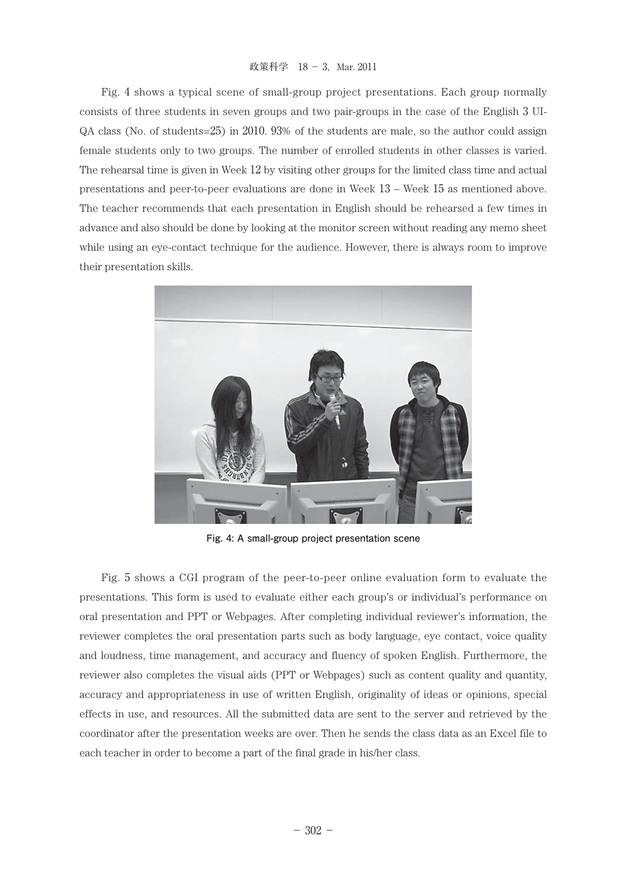Fig. 4 shows a typical scene of small-group project presentations. Each group normally consists of three students in seven groups and two pair-groups in the case of the English 3 UI-QA class (No. of students=25) in 2010. 93% of the students are male, so the author could assign female students only to two groups. The number of enrolled students in other classes is varied. The rehearsal time is given in Week 12 by visiting other groups for the limited class time and actual presentations and peer-to-peer evaluations are done in Week 13 – Week 15 as mentioned above. The teacher recommends that each presentation in English should be rehearsed a few times in advance and also should be done by looking at the monitor screen without reading any memo sheet while using an eye-contact technique for the audience. However, there is always room to improve their presentation skills.

**Fig. 4: A small-group project presentation scene**

Fig. 5 shows a CGI program of the peer-to-peer online evaluation form to evaluate the presentations. This form is used to evaluate either each group's or individual's performance on oral presentation and PPT or Webpages. After completing individual reviewer's information, the reviewer completes the oral presentation parts such as body language, eye contact, voice quality and loudness, time management, and accuracy and fluency of spoken English. Furthermore, the reviewer also completes the visual aids (PPT or Webpages) such as content quality and quantity, accuracy and appropriateness in use of written English, originality of ideas or opinions, special effects in use, and resources. All the submitted data are sent to the server and retrieved by the coordinator after the presentation weeks are over. Then he sends the class data as an Excel file to each teacher in order to become a part of the final grade in his/her class.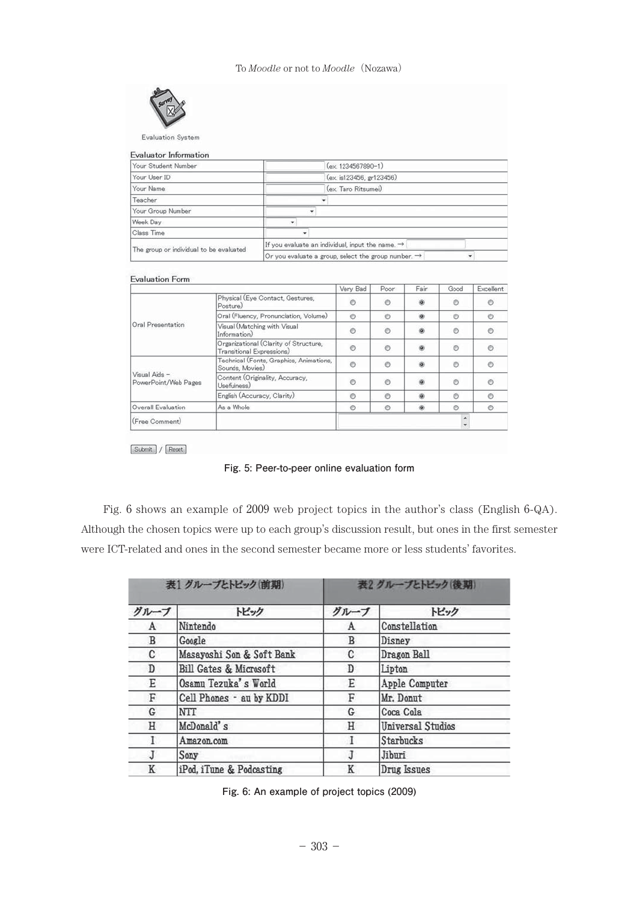Evaluation System

**Evaluator Information**

| | |
|---|---|
| Your Student Number | (ex. 1234567890-1) |
| Your User ID | (ex. is123456, gr123456) |
| Your Name | (ex. Taro Ritsumei) |
| Teacher | |
| Your Group Number | |
| Week Day | |
| Class Time | |
| The group or individual to be evaluated | If you evaluate an individual, input the name. → |
| | Or you evaluate a group, select the group number. → |

**Evaluation Form**

| | | Very Bad | Poor | Fair | Good | Excellent |
|---|---|---|---|---|---|---|
| Oral Presentation | Physical (Eye Contact, Gestures, Posture) | ○ | ○ | ◉ | ○ | ○ |
| | Oral (Fluency, Pronunciation, Volume) | ○ | ○ | ◉ | ○ | ○ |
| | Visual (Matching with Visual Information) | ○ | ○ | ◉ | ○ | ○ |
| | Organizational (Clarity of Structure, Transitional Expressions) | ○ | ○ | ◉ | ○ | ○ |
| Visual Aids – PowerPoint/Web Pages | Technical (Fonts, Graphics, Animations, Sounds, Movies) | ○ | ○ | ◉ | ○ | ○ |
| | Content (Originality, Accuracy, Usefulness) | ○ | ○ | ◉ | ○ | ○ |
| | English (Accuracy, Clarity) | ○ | ○ | ◉ | ○ | ○ |
| Overall Evaluation | As a Whole | ○ | ○ | ◉ | ○ | ○ |
| (Free Comment) | | | | | | |

Submit / Reset

**Fig. 5: Peer-to-peer online evaluation form**

Fig. 6 shows an example of 2009 web project topics in the author's class (English 6-QA). Although the chosen topics were up to each group's discussion result, but ones in the first semester were ICT-related and ones in the second semester became more or less students' favorites.

| 表1 グループとトピック(前期) | | 表2 グループとトピック(後期) | |
|---|---|---|---|
| グループ | トピック | グループ | トピック |
| A | Nintendo | A | Constellation |
| B | Google | B | Disney |
| C | Masayoshi Son & Soft Bank | C | Dragon Ball |
| D | Bill Gates & Microsoft | D | Lipton |
| E | Osamu Tezuka's World | E | Apple Computer |
| F | Cell Phones - au by KDDI | F | Mr. Donut |
| G | NTT | G | Coca Cola |
| H | McDonald's | H | Universal Studios |
| I | Amazon.com | I | Starbucks |
| J | Sony | J | Jiburi |
| K | iPod, iTune & Podcasting | K | Drug Issues |

**Fig. 6: An example of project topics (2009)**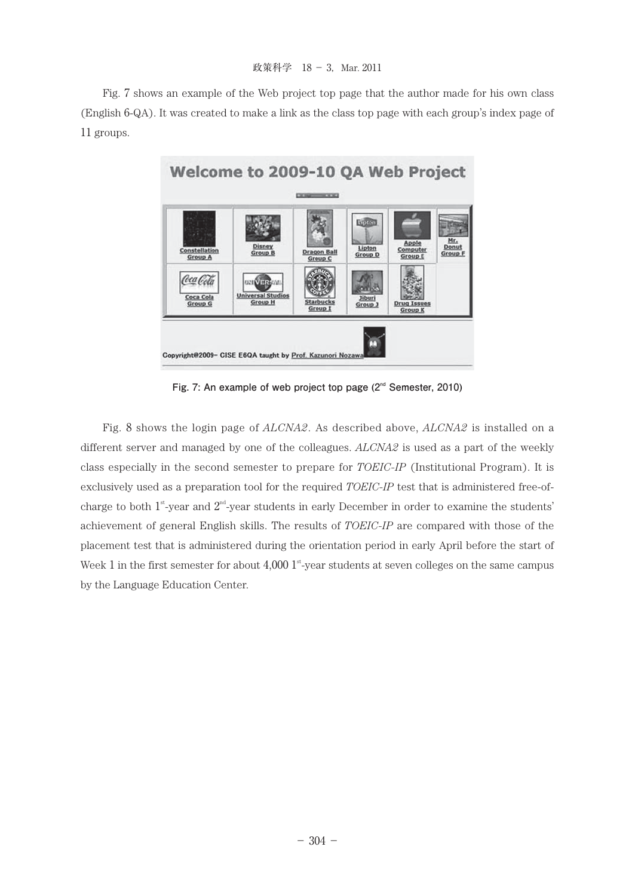Fig. 7 shows an example of the Web project top page that the author made for his own class (English 6-QA). It was created to make a link as the class top page with each group's index page of 11 groups.

Fig. 7: An example of web project top page (2nd Semester, 2010)

Fig. 8 shows the login page of *ALCNA2*. As described above, *ALCNA2* is installed on a different server and managed by one of the colleagues. *ALCNA2* is used as a part of the weekly class especially in the second semester to prepare for *TOEIC-IP* (Institutional Program). It is exclusively used as a preparation tool for the required *TOEIC-IP* test that is administered free-of-charge to both 1st-year and 2nd-year students in early December in order to examine the students' achievement of general English skills. The results of *TOEIC-IP* are compared with those of the placement test that is administered during the orientation period in early April before the start of Week 1 in the first semester for about 4,000 1st-year students at seven colleges on the same campus by the Language Education Center.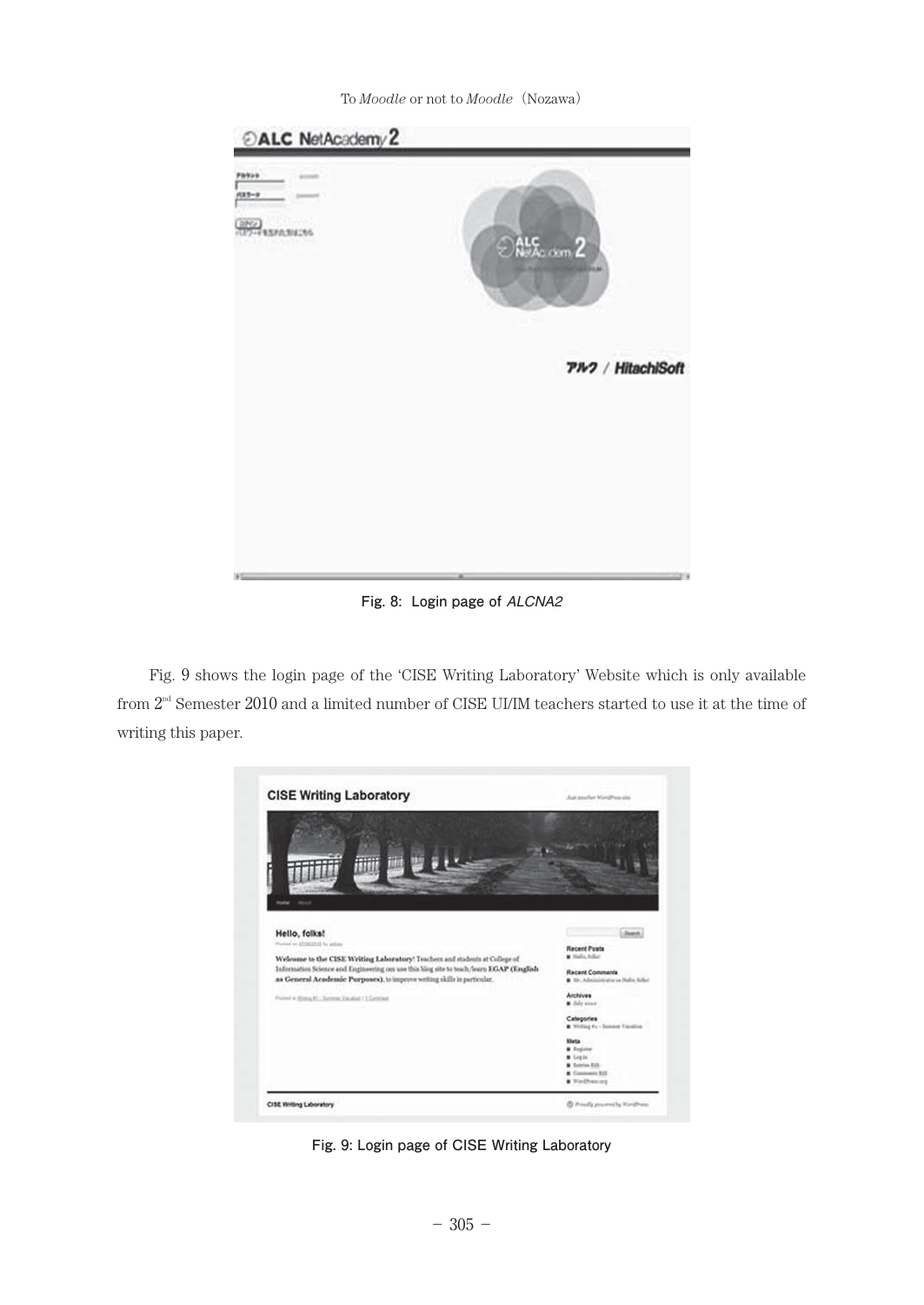Fig. 8: Login page of *ALCNA2*

Fig. 9 shows the login page of the 'CISE Writing Laboratory' Website which is only available from 2nd Semester 2010 and a limited number of CISE UI/IM teachers started to use it at the time of writing this paper.

Fig. 9: Login page of CISE Writing Laboratory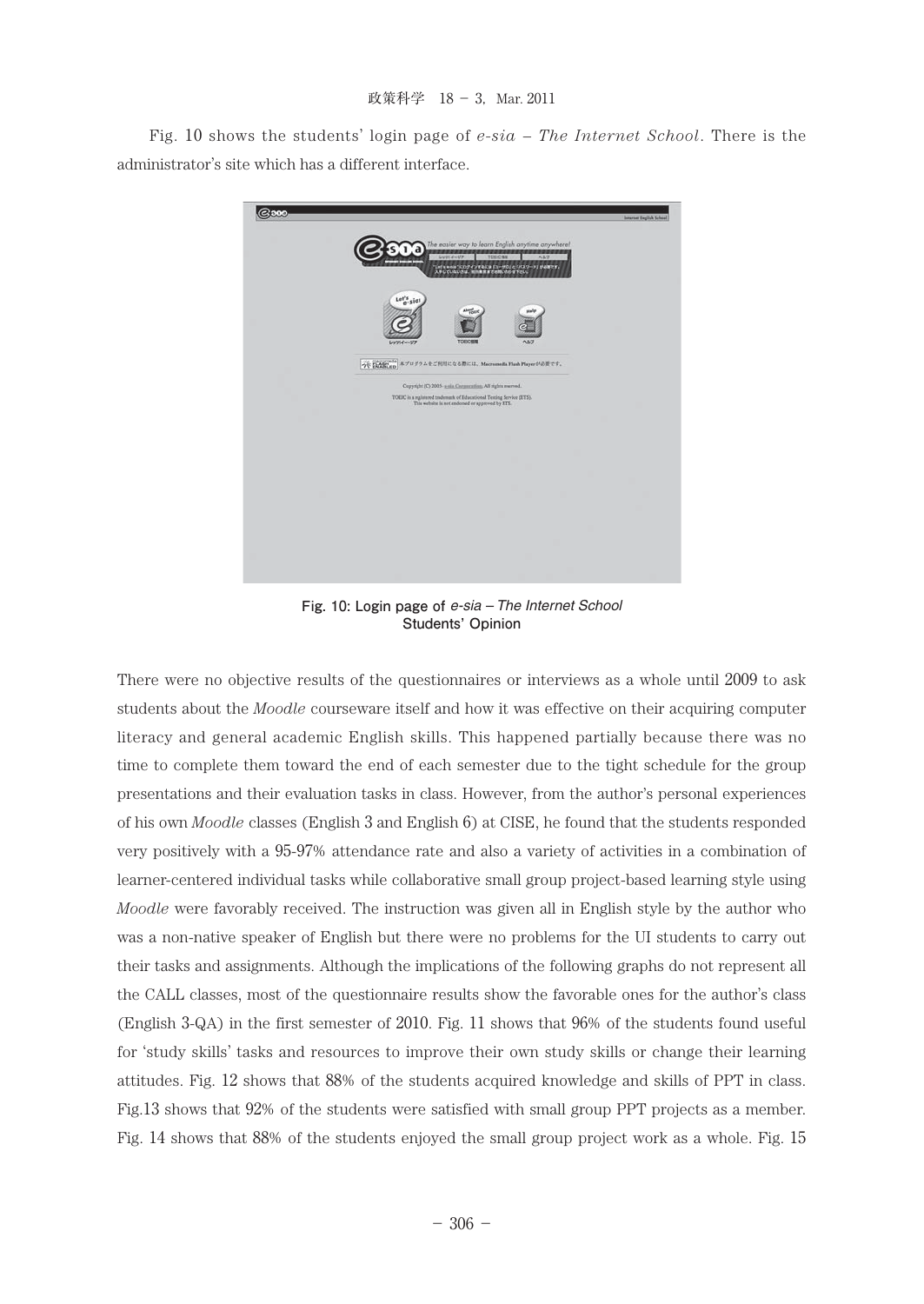Fig. 10 shows the students' login page of *e-sia – The Internet School*. There is the administrator's site which has a different interface.

Fig. 10: Login page of *e-sia – The Internet School*

## Students' Opinion

There were no objective results of the questionnaires or interviews as a whole until 2009 to ask students about the *Moodle* courseware itself and how it was effective on their acquiring computer literacy and general academic English skills. This happened partially because there was no time to complete them toward the end of each semester due to the tight schedule for the group presentations and their evaluation tasks in class. However, from the author's personal experiences of his own *Moodle* classes (English 3 and English 6) at CISE, he found that the students responded very positively with a 95-97% attendance rate and also a variety of activities in a combination of learner-centered individual tasks while collaborative small group project-based learning style using *Moodle* were favorably received. The instruction was given all in English style by the author who was a non-native speaker of English but there were no problems for the UI students to carry out their tasks and assignments. Although the implications of the following graphs do not represent all the CALL classes, most of the questionnaire results show the favorable ones for the author's class (English 3-QA) in the first semester of 2010. Fig. 11 shows that 96% of the students found useful for 'study skills' tasks and resources to improve their own study skills or change their learning attitudes. Fig. 12 shows that 88% of the students acquired knowledge and skills of PPT in class. Fig.13 shows that 92% of the students were satisfied with small group PPT projects as a member. Fig. 14 shows that 88% of the students enjoyed the small group project work as a whole. Fig. 15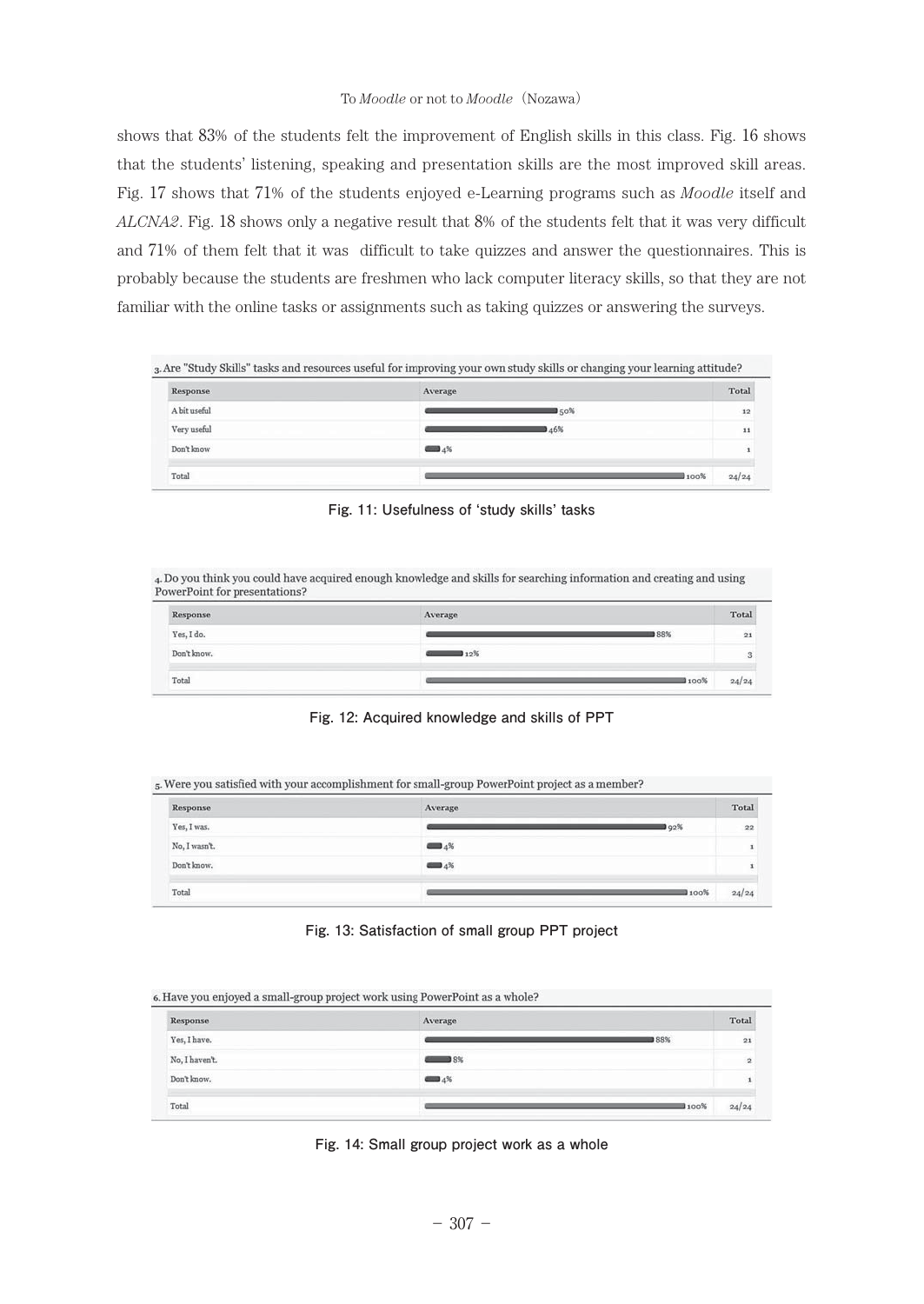shows that 83% of the students felt the improvement of English skills in this class. Fig. 16 shows that the students' listening, speaking and presentation skills are the most improved skill areas. Fig. 17 shows that 71% of the students enjoyed e-Learning programs such as *Moodle* itself and *ALCNA2*. Fig. 18 shows only a negative result that 8% of the students felt that it was very difficult and 71% of them felt that it was difficult to take quizzes and answer the questionnaires. This is probably because the students are freshmen who lack computer literacy skills, so that they are not familiar with the online tasks or assignments such as taking quizzes or answering the surveys.

3. Are "Study Skills" tasks and resources useful for improving your own study skills or changing your learning attitude?

| Response | Average | Total |
|---|---|---|
| A bit useful | 50% | 12 |
| Very useful | 46% | 11 |
| Don't know | 4% | 1 |
| Total | 100% | 24/24 |

**Fig. 11: Usefulness of 'study skills' tasks**

4. Do you think you could have acquired enough knowledge and skills for searching information and creating and using PowerPoint for presentations?

| Response | Average | Total |
|---|---|---|
| Yes, I do. | 88% | 21 |
| Don't know. | 12% | 3 |
| Total | 100% | 24/24 |

**Fig. 12: Acquired knowledge and skills of PPT**

5. Were you satisfied with your accomplishment for small-group PowerPoint project as a member?

| Response | Average | Total |
|---|---|---|
| Yes, I was. | 92% | 22 |
| No, I wasn't. | 4% | 1 |
| Don't know. | 4% | 1 |
| Total | 100% | 24/24 |

**Fig. 13: Satisfaction of small group PPT project**

6. Have you enjoyed a small-group project work using PowerPoint as a whole?

| Response | Average | Total |
|---|---|---|
| Yes, I have. | 88% | 21 |
| No, I haven't. | 8% | 2 |
| Don't know. | 4% | 1 |
| Total | 100% | 24/24 |

**Fig. 14: Small group project work as a whole**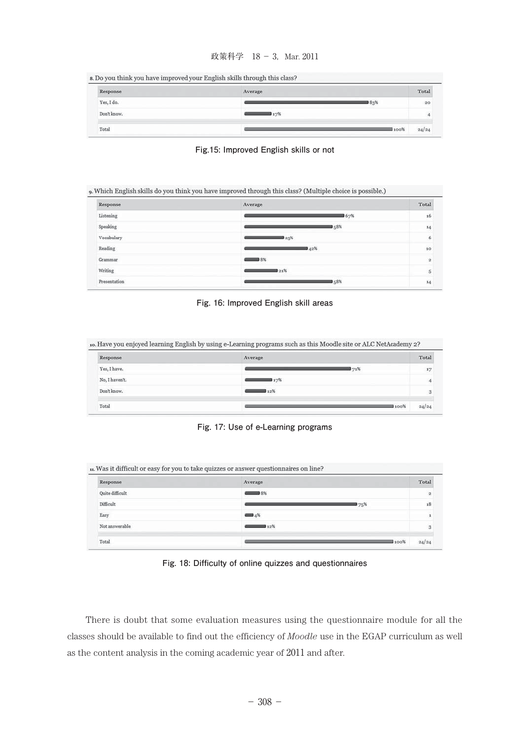8. Do you think you have improved your English skills through this class?

| Response | Average | Total |
|---|---|---|
| Yes, I do. | 83% | 20 |
| Don't know. | 17% | 4 |
| Total | 100% | 24/24 |

Fig.15: Improved English skills or not

9. Which English skills do you think you have improved through this class? (Multiple choice is possible.)

| Response | Average | Total |
|---|---|---|
| Listening | 67% | 16 |
| Speaking | 58% | 14 |
| Vocabulary | 25% | 6 |
| Reading | 42% | 10 |
| Grammar | 8% | 2 |
| Writing | 21% | 5 |
| Presentation | 58% | 14 |

Fig. 16: Improved English skill areas

10. Have you enjoyed learning English by using e-Learning programs such as this Moodle site or ALC NetAcademy 2?

| Response | Average | Total |
|---|---|---|
| Yes, I have. | 71% | 17 |
| No, I haven't. | 17% | 4 |
| Don't know. | 12% | 3 |
| Total | 100% | 24/24 |

Fig. 17: Use of e-Learning programs

11. Was it difficult or easy for you to take quizzes or answer questionnaires on line?

| Response | Average | Total |
|---|---|---|
| Quite difficult | 8% | 2 |
| Difficult | 75% | 18 |
| Easy | 4% | 1 |
| Not answerable | 12% | 3 |
| Total | 100% | 24/24 |

Fig. 18: Difficulty of online quizzes and questionnaires

There is doubt that some evaluation measures using the questionnaire module for all the classes should be available to find out the efficiency of *Moodle* use in the EGAP curriculum as well as the content analysis in the coming academic year of 2011 and after.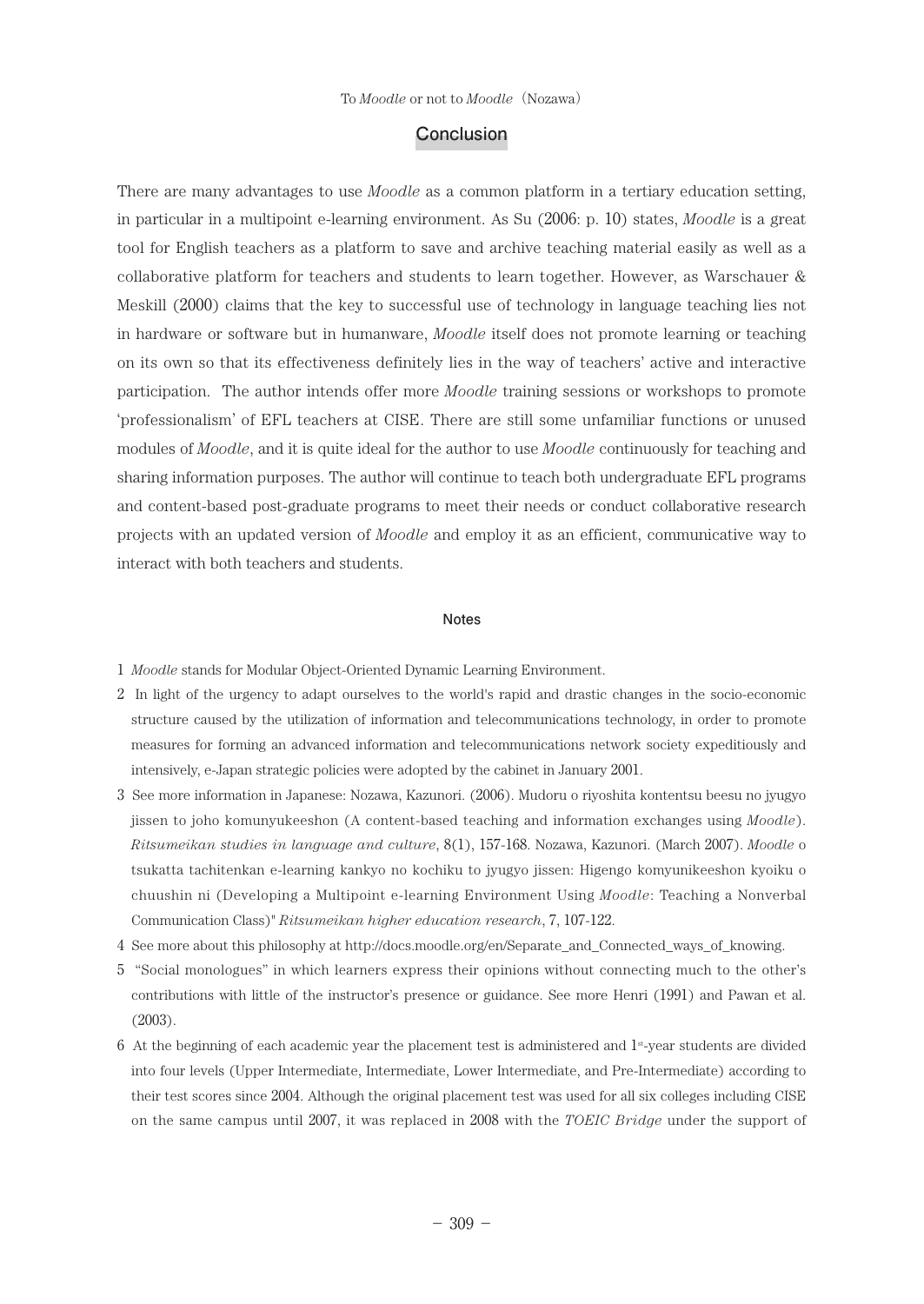## Conclusion

There are many advantages to use *Moodle* as a common platform in a tertiary education setting, in particular in a multipoint e-learning environment. As Su (2006: p. 10) states, *Moodle* is a great tool for English teachers as a platform to save and archive teaching material easily as well as a collaborative platform for teachers and students to learn together. However, as Warschauer & Meskill (2000) claims that the key to successful use of technology in language teaching lies not in hardware or software but in humanware, *Moodle* itself does not promote learning or teaching on its own so that its effectiveness definitely lies in the way of teachers' active and interactive participation. The author intends offer more *Moodle* training sessions or workshops to promote 'professionalism' of EFL teachers at CISE. There are still some unfamiliar functions or unused modules of *Moodle*, and it is quite ideal for the author to use *Moodle* continuously for teaching and sharing information purposes. The author will continue to teach both undergraduate EFL programs and content-based post-graduate programs to meet their needs or conduct collaborative research projects with an updated version of *Moodle* and employ it as an efficient, communicative way to interact with both teachers and students.

## Notes

1 *Moodle* stands for Modular Object-Oriented Dynamic Learning Environment.

2 In light of the urgency to adapt ourselves to the world's rapid and drastic changes in the socio-economic structure caused by the utilization of information and telecommunications technology, in order to promote measures for forming an advanced information and telecommunications network society expeditiously and intensively, e-Japan strategic policies were adopted by the cabinet in January 2001.

3 See more information in Japanese: Nozawa, Kazunori. (2006). Mudoru o riyoshita kontentsu beesu no jyugyo jissen to joho komunyukeeshon (A content-based teaching and information exchanges using *Moodle*). *Ritsumeikan studies in language and culture*, 8(1), 157-168. Nozawa, Kazunori. (March 2007). *Moodle* o tsukatta tachitenkan e-learning kankyo no kochiku to jyugyo jissen: Higengo komyunikeeshon kyoiku o chuushin ni (Developing a Multipoint e-learning Environment Using *Moodle*: Teaching a Nonverbal Communication Class)" *Ritsumeikan higher education research*, 7, 107-122.

4 See more about this philosophy at http://docs.moodle.org/en/Separate_and_Connected_ways_of_knowing.

5 "Social monologues" in which learners express their opinions without connecting much to the other's contributions with little of the instructor's presence or guidance. See more Henri (1991) and Pawan et al. (2003).

6 At the beginning of each academic year the placement test is administered and 1st-year students are divided into four levels (Upper Intermediate, Intermediate, Lower Intermediate, and Pre-Intermediate) according to their test scores since 2004. Although the original placement test was used for all six colleges including CISE on the same campus until 2007, it was replaced in 2008 with the *TOEIC Bridge* under the support of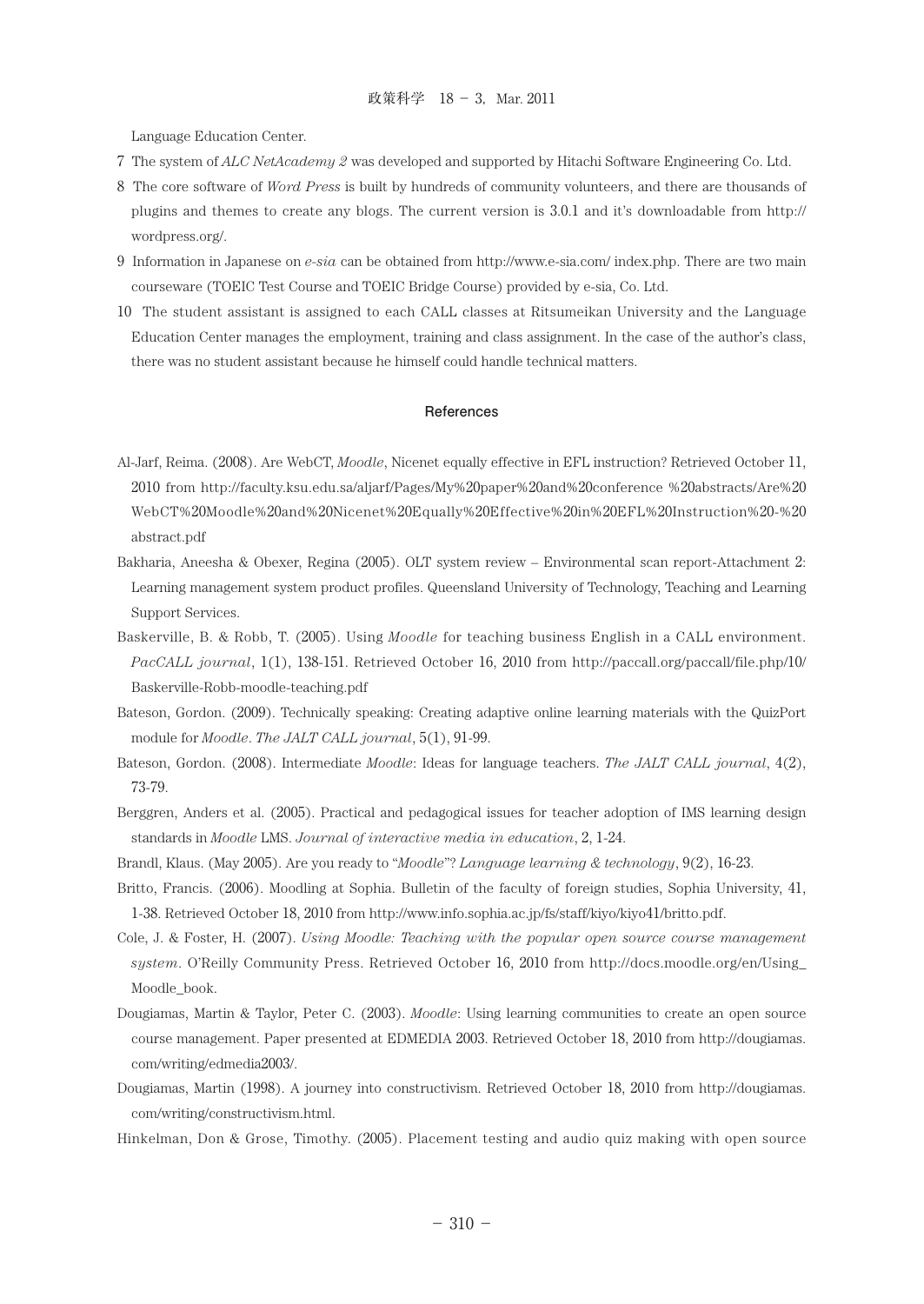Language Education Center.

7 The system of *ALC NetAcademy 2* was developed and supported by Hitachi Software Engineering Co. Ltd.

8 The core software of *Word Press* is built by hundreds of community volunteers, and there are thousands of plugins and themes to create any blogs. The current version is 3.0.1 and it's downloadable from http://wordpress.org/.

9 Information in Japanese on *e-sia* can be obtained from http://www.e-sia.com/ index.php. There are two main courseware (TOEIC Test Course and TOEIC Bridge Course) provided by e-sia, Co. Ltd.

10 The student assistant is assigned to each CALL classes at Ritsumeikan University and the Language Education Center manages the employment, training and class assignment. In the case of the author's class, there was no student assistant because he himself could handle technical matters.

## References

Al-Jarf, Reima. (2008). Are WebCT, *Moodle*, Nicenet equally effective in EFL instruction? Retrieved October 11, 2010 from http://faculty.ksu.edu.sa/aljarf/Pages/My%20paper%20and%20conference %20abstracts/Are%20 WebCT%20Moodle%20and%20Nicenet%20Equally%20Effective%20in%20EFL%20Instruction%20-%20 abstract.pdf

Bakharia, Aneesha & Obexer, Regina (2005). OLT system review – Environmental scan report-Attachment 2: Learning management system product profiles. Queensland University of Technology, Teaching and Learning Support Services.

Baskerville, B. & Robb, T. (2005). Using *Moodle* for teaching business English in a CALL environment. *PacCALL journal*, 1(1), 138-151. Retrieved October 16, 2010 from http://paccall.org/paccall/file.php/10/ Baskerville-Robb-moodle-teaching.pdf

Bateson, Gordon. (2009). Technically speaking: Creating adaptive online learning materials with the QuizPort module for *Moodle*. *The JALT CALL journal*, 5(1), 91-99.

Bateson, Gordon. (2008). Intermediate *Moodle*: Ideas for language teachers. *The JALT CALL journal*, 4(2), 73-79.

Berggren, Anders et al. (2005). Practical and pedagogical issues for teacher adoption of IMS learning design standards in *Moodle* LMS. *Journal of interactive media in education*, 2, 1-24.

Brandl, Klaus. (May 2005). Are you ready to "*Moodle*"? *Language learning & technology*, 9(2), 16-23.

Britto, Francis. (2006). Moodling at Sophia. Bulletin of the faculty of foreign studies, Sophia University, 41, 1-38. Retrieved October 18, 2010 from http://www.info.sophia.ac.jp/fs/staff/kiyo/kiyo41/britto.pdf.

Cole, J. & Foster, H. (2007). *Using Moodle: Teaching with the popular open source course management system*. O'Reilly Community Press. Retrieved October 16, 2010 from http://docs.moodle.org/en/Using_ Moodle_book.

Dougiamas, Martin & Taylor, Peter C. (2003). *Moodle*: Using learning communities to create an open source course management. Paper presented at EDMEDIA 2003. Retrieved October 18, 2010 from http://dougiamas.com/writing/edmedia2003/.

Dougiamas, Martin (1998). A journey into constructivism. Retrieved October 18, 2010 from http://dougiamas.com/writing/constructivism.html.

Hinkelman, Don & Grose, Timothy. (2005). Placement testing and audio quiz making with open source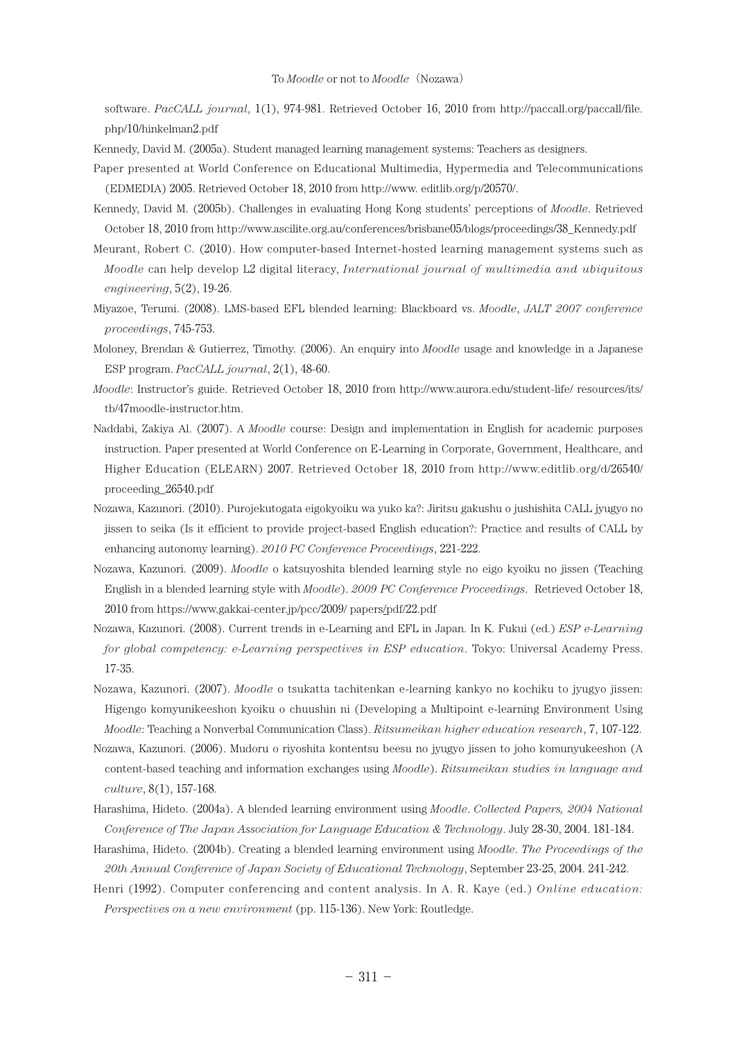software. *PacCALL journal*, 1(1), 974-981. Retrieved October 16, 2010 from http://paccall.org/paccall/file.php/10/hinkelman2.pdf

Kennedy, David M. (2005a). Student managed learning management systems: Teachers as designers.

Paper presented at World Conference on Educational Multimedia, Hypermedia and Telecommunications (EDMEDIA) 2005. Retrieved October 18, 2010 from http://www. editlib.org/p/20570/.

Kennedy, David M. (2005b). Challenges in evaluating Hong Kong students' perceptions of *Moodle*. Retrieved October 18, 2010 from http://www.ascilite.org.au/conferences/brisbane05/blogs/proceedings/38_Kennedy.pdf

Meurant, Robert C. (2010). How computer-based Internet-hosted learning management systems such as *Moodle* can help develop L2 digital literacy, *International journal of multimedia and ubiquitous engineering*, 5(2), 19-26.

Miyazoe, Terumi. (2008). LMS-based EFL blended learning: Blackboard vs. *Moodle*, *JALT 2007 conference proceedings*, 745-753.

Moloney, Brendan & Gutierrez, Timothy. (2006). An enquiry into *Moodle* usage and knowledge in a Japanese ESP program. *PacCALL journal*, 2(1), 48-60.

*Moodle*: Instructor's guide. Retrieved October 18, 2010 from http://www.aurora.edu/student-life/ resources/its/tb/47moodle-instructor.htm.

Naddabi, Zakiya Al. (2007). A *Moodle* course: Design and implementation in English for academic purposes instruction. Paper presented at World Conference on E-Learning in Corporate, Government, Healthcare, and Higher Education (ELEARN) 2007. Retrieved October 18, 2010 from http://www.editlib.org/d/26540/proceeding_26540.pdf

Nozawa, Kazunori. (2010). Purojekutogata eigokyoiku wa yuko ka?: Jiritsu gakushu o jushishita CALL jyugyo no jissen to seika (Is it efficient to provide project-based English education?: Practice and results of CALL by enhancing autonomy learning). *2010 PC Conference Proceedings*, 221-222.

Nozawa, Kazunori. (2009). *Moodle* o katsuyoshita blended learning style no eigo kyoiku no jissen (Teaching English in a blended learning style with *Moodle*). *2009 PC Conference Proceedings*. Retrieved October 18, 2010 from https://www.gakkai-center.jp/pcc/2009/ papers/pdf/22.pdf

Nozawa, Kazunori. (2008). Current trends in e-Learning and EFL in Japan. In K. Fukui (ed.) *ESP e-Learning for global competency: e-Learning perspectives in ESP education*. Tokyo: Universal Academy Press. 17-35.

Nozawa, Kazunori. (2007). *Moodle* o tsukatta tachitenkan e-learning kankyo no kochiku to jyugyo jissen: Higengo komyunikeeshon kyoiku o chuushin ni (Developing a Multipoint e-learning Environment Using *Moodle*: Teaching a Nonverbal Communication Class). *Ritsumeikan higher education research*, 7, 107-122.

Nozawa, Kazunori. (2006). Mudoru o riyoshita kontentsu beesu no jyugyo jissen to joho komunyukeeshon (A content-based teaching and information exchanges using *Moodle*). *Ritsumeikan studies in language and culture*, 8(1), 157-168.

Harashima, Hideto. (2004a). A blended learning environment using *Moodle*. *Collected Papers, 2004 National Conference of The Japan Association for Language Education & Technology*. July 28-30, 2004. 181-184.

Harashima, Hideto. (2004b). Creating a blended learning environment using *Moodle*. *The Proceedings of the 20th Annual Conference of Japan Society of Educational Technology*, September 23-25, 2004. 241-242.

Henri (1992). Computer conferencing and content analysis. In A. R. Kaye (ed.) *Online education: Perspectives on a new environment* (pp. 115-136). New York: Routledge.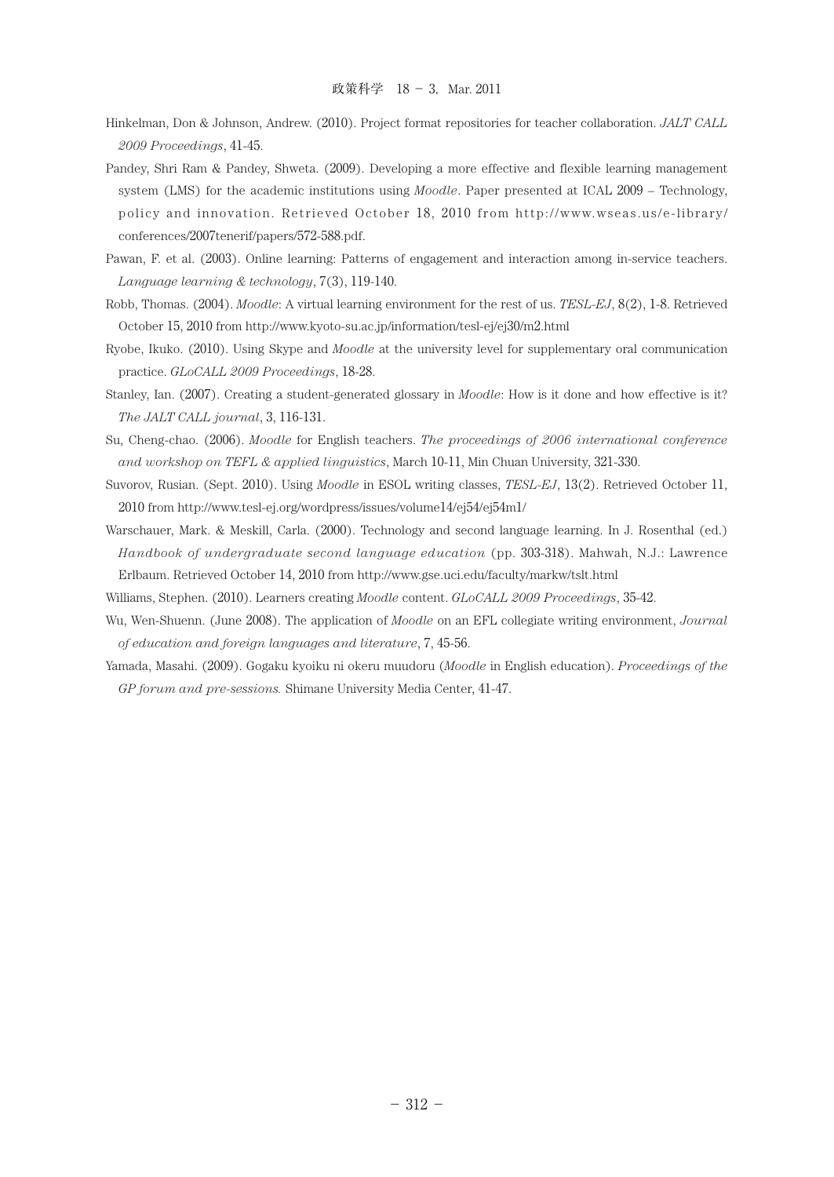Hinkelman, Don & Johnson, Andrew. (2010). Project format repositories for teacher collaboration. *JALT CALL 2009 Proceedings*, 41-45.

Pandey, Shri Ram & Pandey, Shweta. (2009). Developing a more effective and flexible learning management system (LMS) for the academic institutions using *Moodle*. Paper presented at ICAL 2009 – Technology, policy and innovation. Retrieved October 18, 2010 from http://www.wseas.us/e-library/conferences/2007tenerif/papers/572-588.pdf.

Pawan, F. et al. (2003). Online learning: Patterns of engagement and interaction among in-service teachers. *Language learning & technology*, 7(3), 119-140.

Robb, Thomas. (2004). *Moodle*: A virtual learning environment for the rest of us. *TESL-EJ*, 8(2), 1-8. Retrieved October 15, 2010 from http://www.kyoto-su.ac.jp/information/tesl-ej/ej30/m2.html

Ryobe, Ikuko. (2010). Using Skype and *Moodle* at the university level for supplementary oral communication practice. *GLoCALL 2009 Proceedings*, 18-28.

Stanley, Ian. (2007). Creating a student-generated glossary in *Moodle*: How is it done and how effective is it? *The JALT CALL journal*, 3, 116-131.

Su, Cheng-chao. (2006). *Moodle* for English teachers. *The proceedings of 2006 international conference and workshop on TEFL & applied linguistics*, March 10-11, Min Chuan University, 321-330.

Suvorov, Rusian. (Sept. 2010). Using *Moodle* in ESOL writing classes, *TESL-EJ*, 13(2). Retrieved October 11, 2010 from http://www.tesl-ej.org/wordpress/issues/volume14/ej54/ej54m1/

Warschauer, Mark. & Meskill, Carla. (2000). Technology and second language learning. In J. Rosenthal (ed.) *Handbook of undergraduate second language education* (pp. 303-318). Mahwah, N.J.: Lawrence Erlbaum. Retrieved October 14, 2010 from http://www.gse.uci.edu/faculty/markw/tslt.html

Williams, Stephen. (2010). Learners creating *Moodle* content. *GLoCALL 2009 Proceedings*, 35-42.

Wu, Wen-Shuenn. (June 2008). The application of *Moodle* on an EFL collegiate writing environment, *Journal of education and foreign languages and literature*, 7, 45-56.

Yamada, Masahi. (2009). Gogaku kyoiku ni okeru muudoru (*Moodle* in English education). *Proceedings of the GP forum and pre-sessions.* Shimane University Media Center, 41-47.